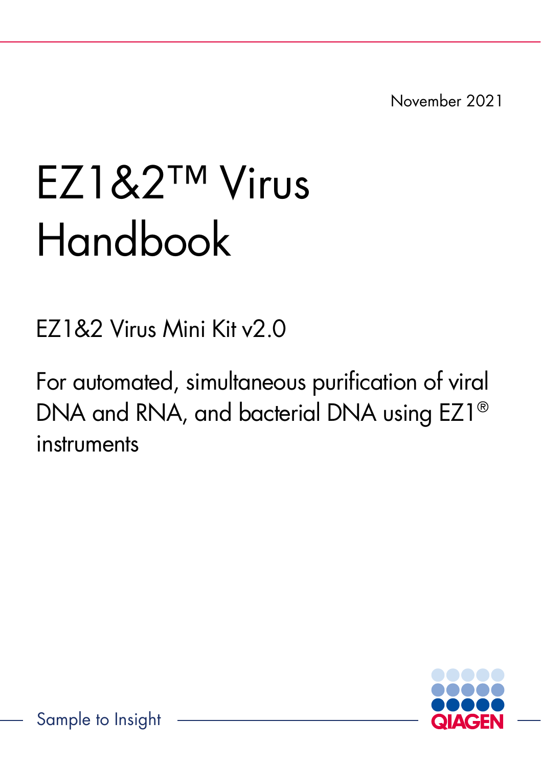November 2021

# EZ1&2™ Virus Handbook

EZ1&2 Virus Mini Kit v2.0

For automated, simultaneous purification of viral DNA and RNA, and bacterial DNA using EZ1® instruments

Sample to Insight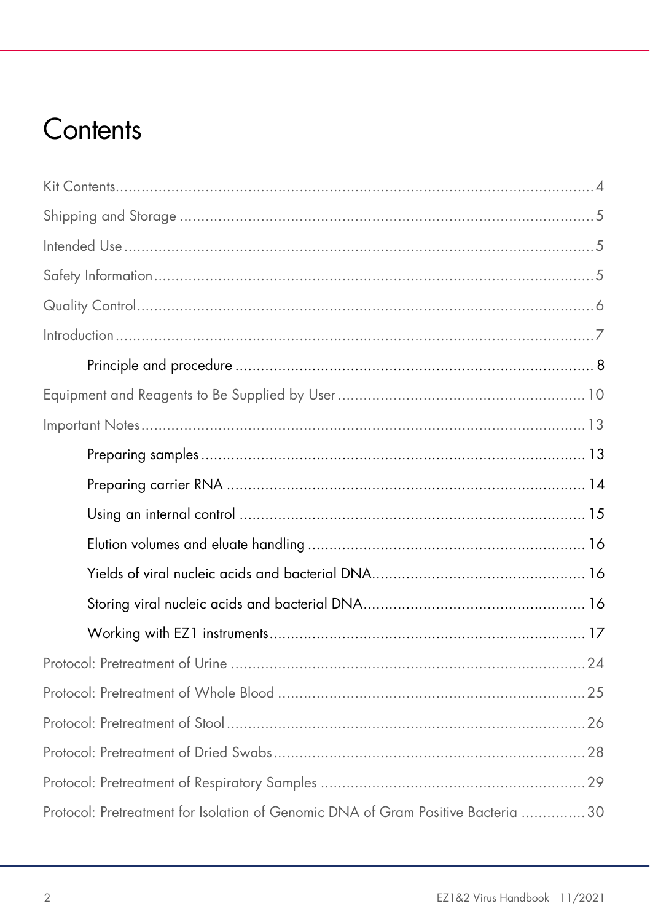# Contents

Kit Contents ....... 4

Shipping and Storage ....... 5

Intended Use ....... 5

Safety Information ....... 5

Quality Control ....... 6

Introduction ....... 7

- Principle and procedure ....... 8

Equipment and Reagents to Be Supplied by User ....... 10

Important Notes ....... 13

- Preparing samples ....... 13
- Preparing carrier RNA ....... 14
- Using an internal control ....... 15
- Elution volumes and eluate handling ....... 16
- Yields of viral nucleic acids and bacterial DNA ....... 16
- Storing viral nucleic acids and bacterial DNA ....... 16
- Working with EZ1 instruments ....... 17

Protocol: Pretreatment of Urine ....... 24

Protocol: Pretreatment of Whole Blood ....... 25

Protocol: Pretreatment of Stool ....... 26

Protocol: Pretreatment of Dried Swabs ....... 28

Protocol: Pretreatment of Respiratory Samples ....... 29

Protocol: Pretreatment for Isolation of Genomic DNA of Gram Positive Bacteria ....... 30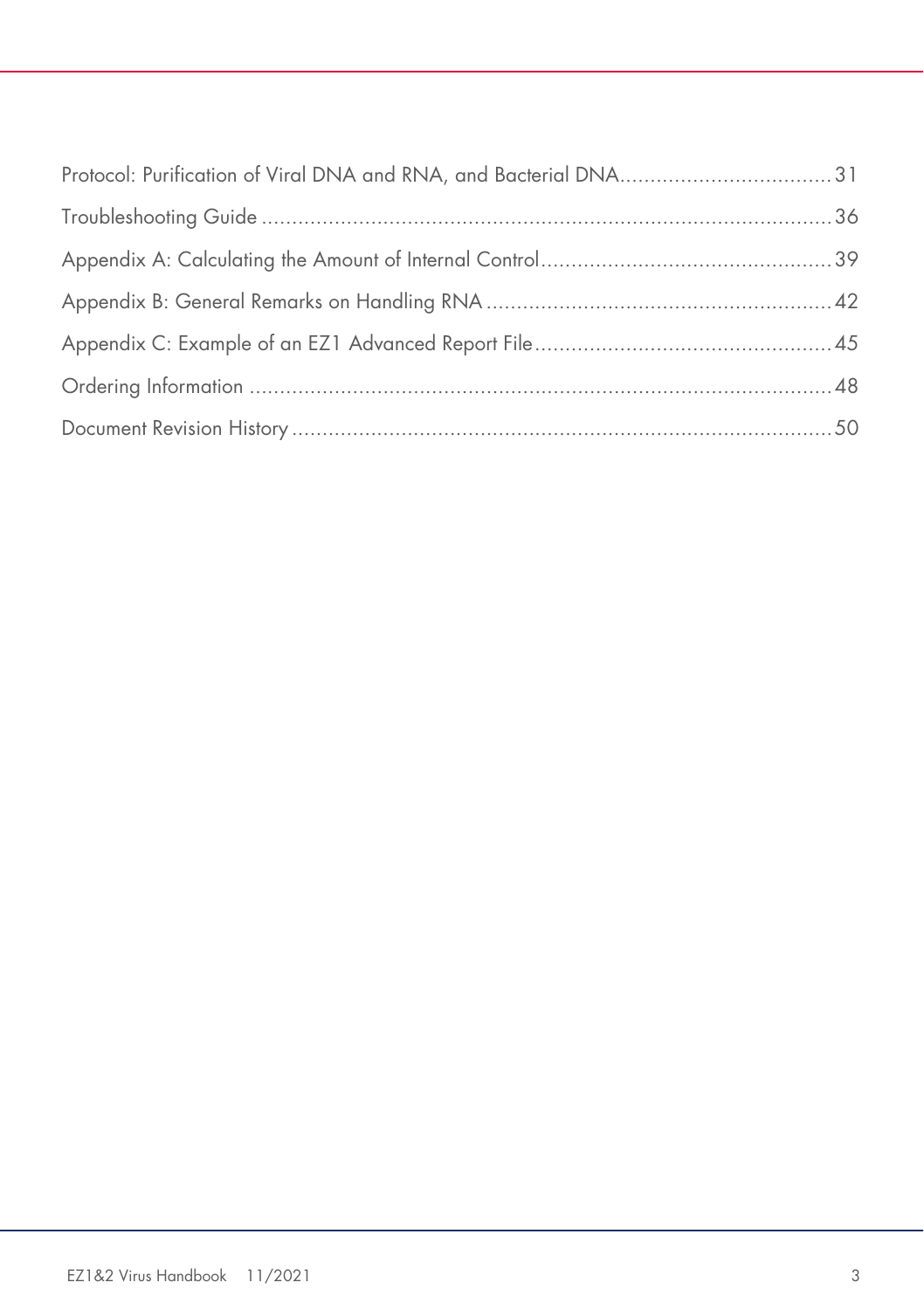Protocol: Purification of Viral DNA and RNA, and Bacterial DNA .................................. 31

Troubleshooting Guide ................................................................................................ 36

Appendix A: Calculating the Amount of Internal Control ............................................... 39

Appendix B: General Remarks on Handling RNA ........................................................ 42

Appendix C: Example of an EZ1 Advanced Report File ................................................ 45

Ordering Information ................................................................................................. 48

Document Revision History ......................................................................................... 50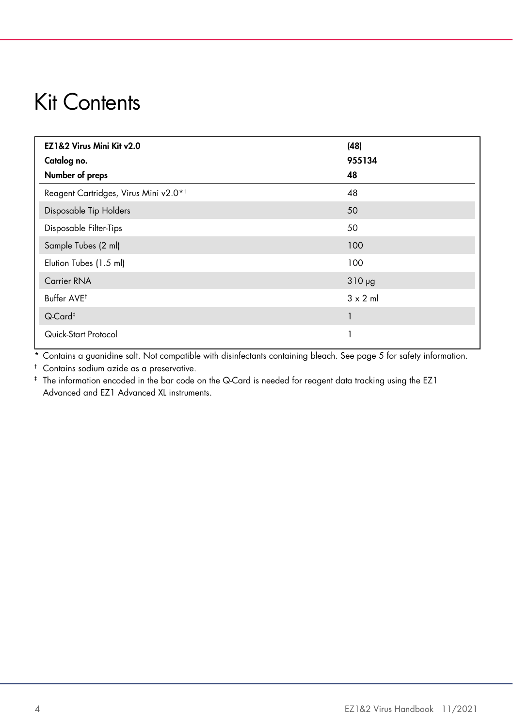# Kit Contents

| EZ1&2 Virus Mini Kit v2.0<br>Catalog no.<br>Number of preps | (48)<br>955134<br>48 |
|---|---|
| Reagent Cartridges, Virus Mini v2.0*† | 48 |
| Disposable Tip Holders | 50 |
| Disposable Filter-Tips | 50 |
| Sample Tubes (2 ml) | 100 |
| Elution Tubes (1.5 ml) | 100 |
| Carrier RNA | 310 µg |
| Buffer AVE† | 3 x 2 ml |
| Q-Card‡ | 1 |
| Quick-Start Protocol | 1 |

\* Contains a guanidine salt. Not compatible with disinfectants containing bleach. See page 5 for safety information.

† Contains sodium azide as a preservative.

‡ The information encoded in the bar code on the Q-Card is needed for reagent data tracking using the EZ1 Advanced and EZ1 Advanced XL instruments.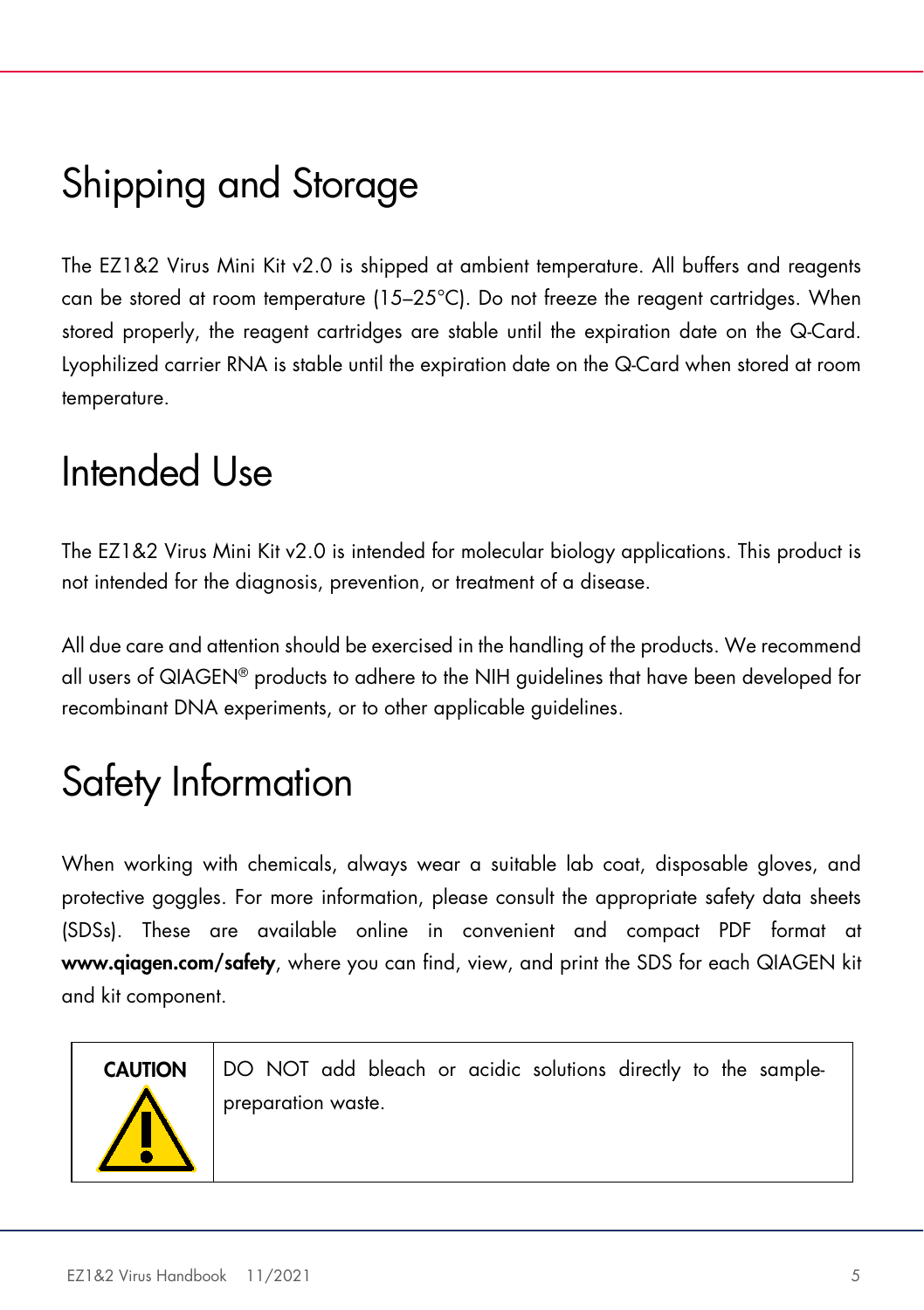# Shipping and Storage

The EZ1&2 Virus Mini Kit v2.0 is shipped at ambient temperature. All buffers and reagents can be stored at room temperature (15–25°C). Do not freeze the reagent cartridges. When stored properly, the reagent cartridges are stable until the expiration date on the Q-Card. Lyophilized carrier RNA is stable until the expiration date on the Q-Card when stored at room temperature.

# Intended Use

The EZ1&2 Virus Mini Kit v2.0 is intended for molecular biology applications. This product is not intended for the diagnosis, prevention, or treatment of a disease.

All due care and attention should be exercised in the handling of the products. We recommend all users of QIAGEN® products to adhere to the NIH guidelines that have been developed for recombinant DNA experiments, or to other applicable guidelines.

# Safety Information

When working with chemicals, always wear a suitable lab coat, disposable gloves, and protective goggles. For more information, please consult the appropriate safety data sheets (SDSs). These are available online in convenient and compact PDF format at **www.qiagen.com/safety**, where you can find, view, and print the SDS for each QIAGEN kit and kit component.

| CAUTION | DO NOT add bleach or acidic solutions directly to the sample-preparation waste. |
| --- | --- |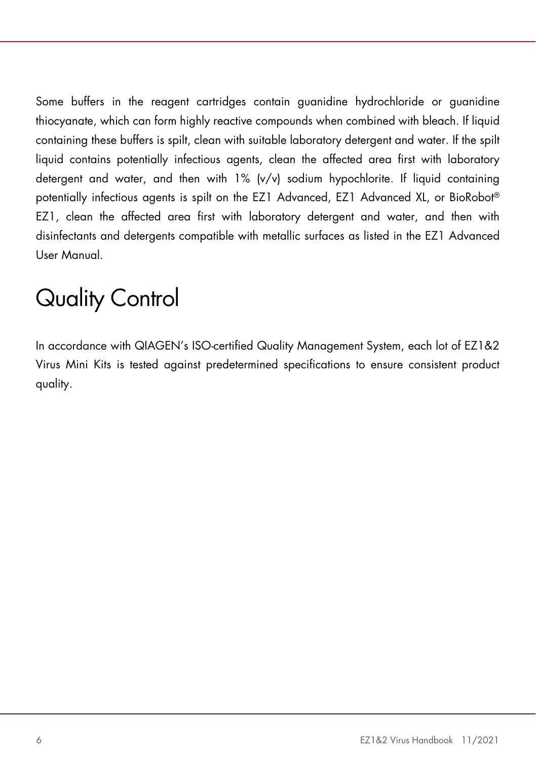Some buffers in the reagent cartridges contain guanidine hydrochloride or guanidine thiocyanate, which can form highly reactive compounds when combined with bleach. If liquid containing these buffers is spilt, clean with suitable laboratory detergent and water. If the spilt liquid contains potentially infectious agents, clean the affected area first with laboratory detergent and water, and then with 1% (v/v) sodium hypochlorite. If liquid containing potentially infectious agents is spilt on the EZ1 Advanced, EZ1 Advanced XL, or BioRobot® EZ1, clean the affected area first with laboratory detergent and water, and then with disinfectants and detergents compatible with metallic surfaces as listed in the EZ1 Advanced User Manual.

# Quality Control

In accordance with QIAGEN's ISO-certified Quality Management System, each lot of EZ1&2 Virus Mini Kits is tested against predetermined specifications to ensure consistent product quality.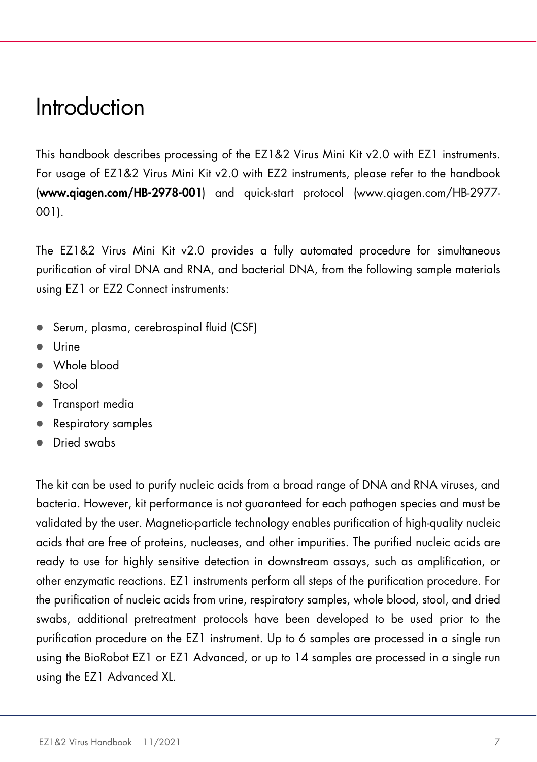# Introduction

This handbook describes processing of the EZ1&2 Virus Mini Kit v2.0 with EZ1 instruments. For usage of EZ1&2 Virus Mini Kit v2.0 with EZ2 instruments, please refer to the handbook (**www.qiagen.com/HB-2978-001**) and quick-start protocol (www.qiagen.com/HB-2977-001).

The EZ1&2 Virus Mini Kit v2.0 provides a fully automated procedure for simultaneous purification of viral DNA and RNA, and bacterial DNA, from the following sample materials using EZ1 or EZ2 Connect instruments:

- Serum, plasma, cerebrospinal fluid (CSF)
- Urine
- Whole blood
- Stool
- Transport media
- Respiratory samples
- Dried swabs

The kit can be used to purify nucleic acids from a broad range of DNA and RNA viruses, and bacteria. However, kit performance is not guaranteed for each pathogen species and must be validated by the user. Magnetic-particle technology enables purification of high-quality nucleic acids that are free of proteins, nucleases, and other impurities. The purified nucleic acids are ready to use for highly sensitive detection in downstream assays, such as amplification, or other enzymatic reactions. EZ1 instruments perform all steps of the purification procedure. For the purification of nucleic acids from urine, respiratory samples, whole blood, stool, and dried swabs, additional pretreatment protocols have been developed to be used prior to the purification procedure on the EZ1 instrument. Up to 6 samples are processed in a single run using the BioRobot EZ1 or EZ1 Advanced, or up to 14 samples are processed in a single run using the EZ1 Advanced XL.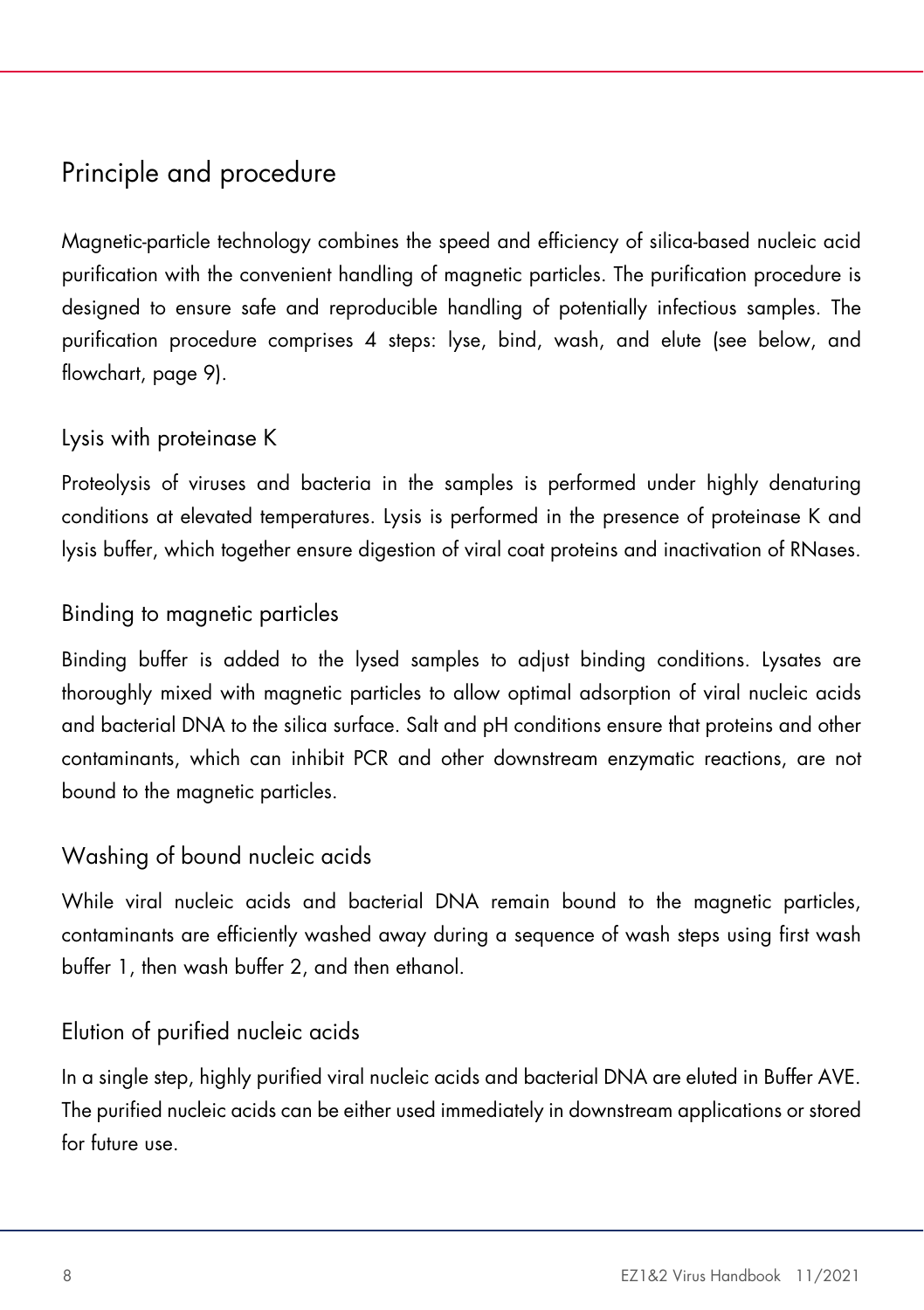## Principle and procedure

Magnetic-particle technology combines the speed and efficiency of silica-based nucleic acid purification with the convenient handling of magnetic particles. The purification procedure is designed to ensure safe and reproducible handling of potentially infectious samples. The purification procedure comprises 4 steps: lyse, bind, wash, and elute (see below, and flowchart, page 9).

### Lysis with proteinase K

Proteolysis of viruses and bacteria in the samples is performed under highly denaturing conditions at elevated temperatures. Lysis is performed in the presence of proteinase K and lysis buffer, which together ensure digestion of viral coat proteins and inactivation of RNases.

### Binding to magnetic particles

Binding buffer is added to the lysed samples to adjust binding conditions. Lysates are thoroughly mixed with magnetic particles to allow optimal adsorption of viral nucleic acids and bacterial DNA to the silica surface. Salt and pH conditions ensure that proteins and other contaminants, which can inhibit PCR and other downstream enzymatic reactions, are not bound to the magnetic particles.

### Washing of bound nucleic acids

While viral nucleic acids and bacterial DNA remain bound to the magnetic particles, contaminants are efficiently washed away during a sequence of wash steps using first wash buffer 1, then wash buffer 2, and then ethanol.

### Elution of purified nucleic acids

In a single step, highly purified viral nucleic acids and bacterial DNA are eluted in Buffer AVE. The purified nucleic acids can be either used immediately in downstream applications or stored for future use.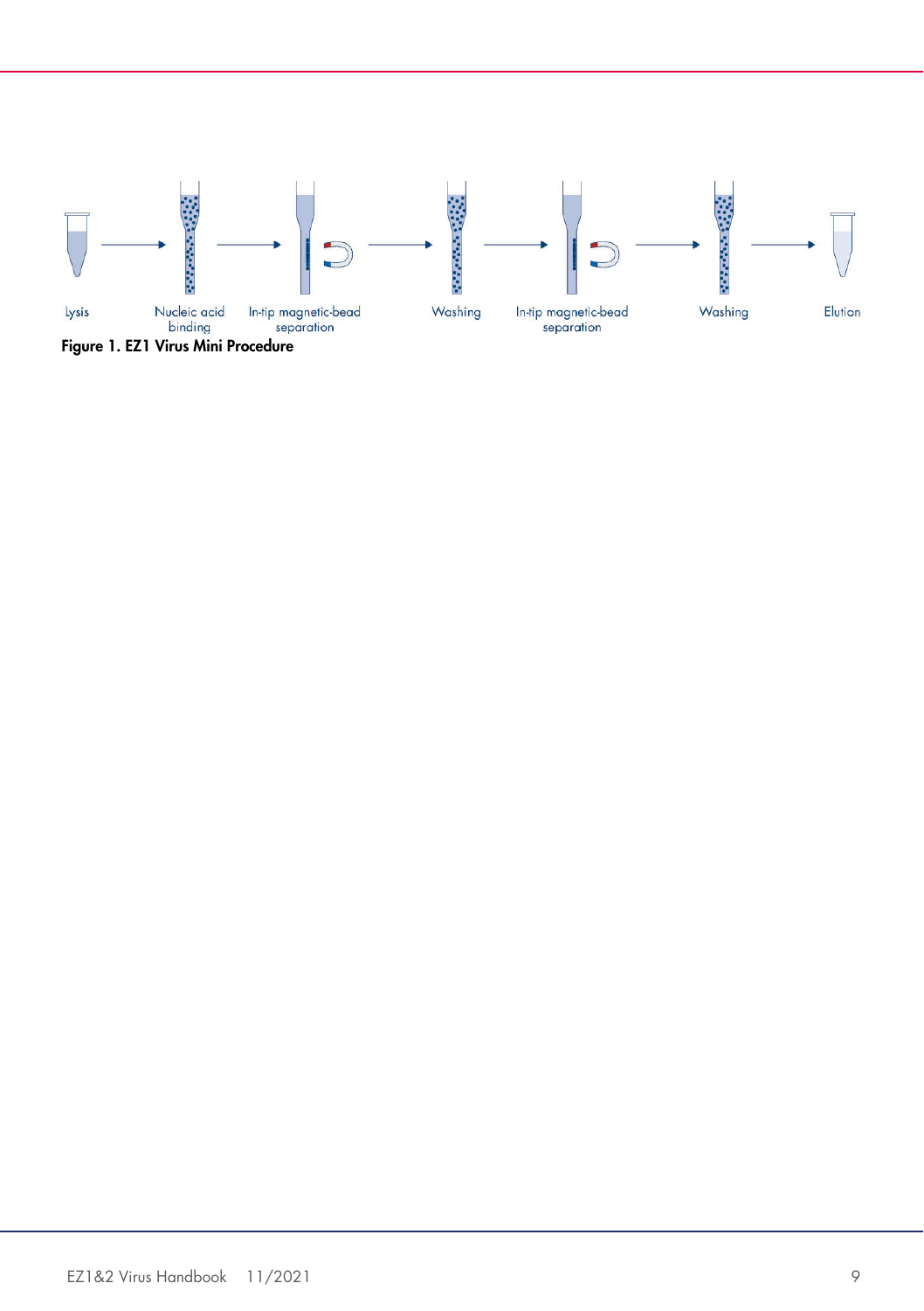Lysis → Nucleic acid binding → In-tip magnetic-bead separation → Washing → In-tip magnetic-bead separation → Washing → Elution

**Figure 1. EZ1 Virus Mini Procedure**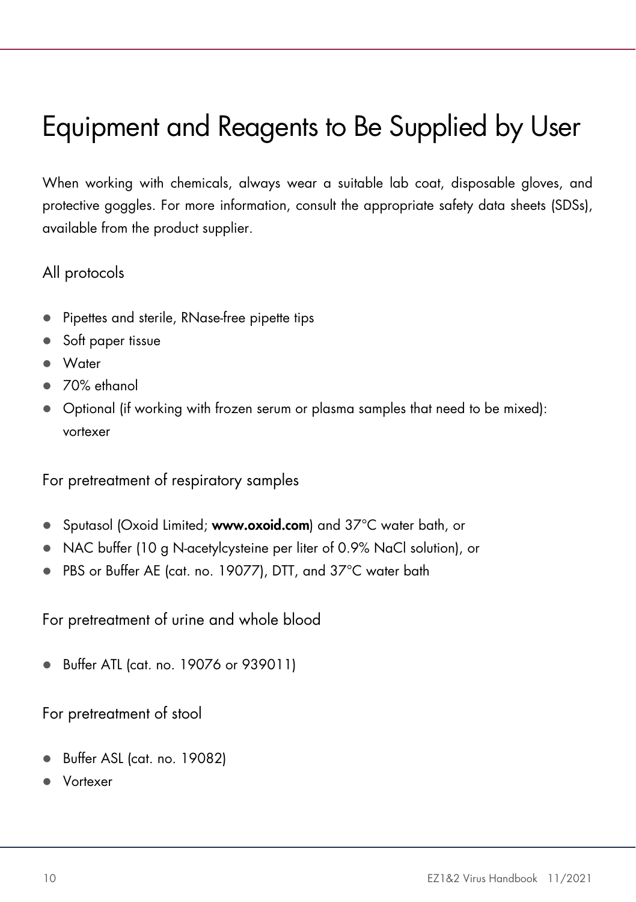# Equipment and Reagents to Be Supplied by User

When working with chemicals, always wear a suitable lab coat, disposable gloves, and protective goggles. For more information, consult the appropriate safety data sheets (SDSs), available from the product supplier.

## All protocols

- Pipettes and sterile, RNase-free pipette tips
- Soft paper tissue
- Water
- 70% ethanol
- Optional (if working with frozen serum or plasma samples that need to be mixed): vortexer

## For pretreatment of respiratory samples

- Sputasol (Oxoid Limited; **www.oxoid.com**) and 37°C water bath, or
- NAC buffer (10 g N-acetylcysteine per liter of 0.9% NaCl solution), or
- PBS or Buffer AE (cat. no. 19077), DTT, and 37°C water bath

## For pretreatment of urine and whole blood

- Buffer ATL (cat. no. 19076 or 939011)

## For pretreatment of stool

- Buffer ASL (cat. no. 19082)
- Vortexer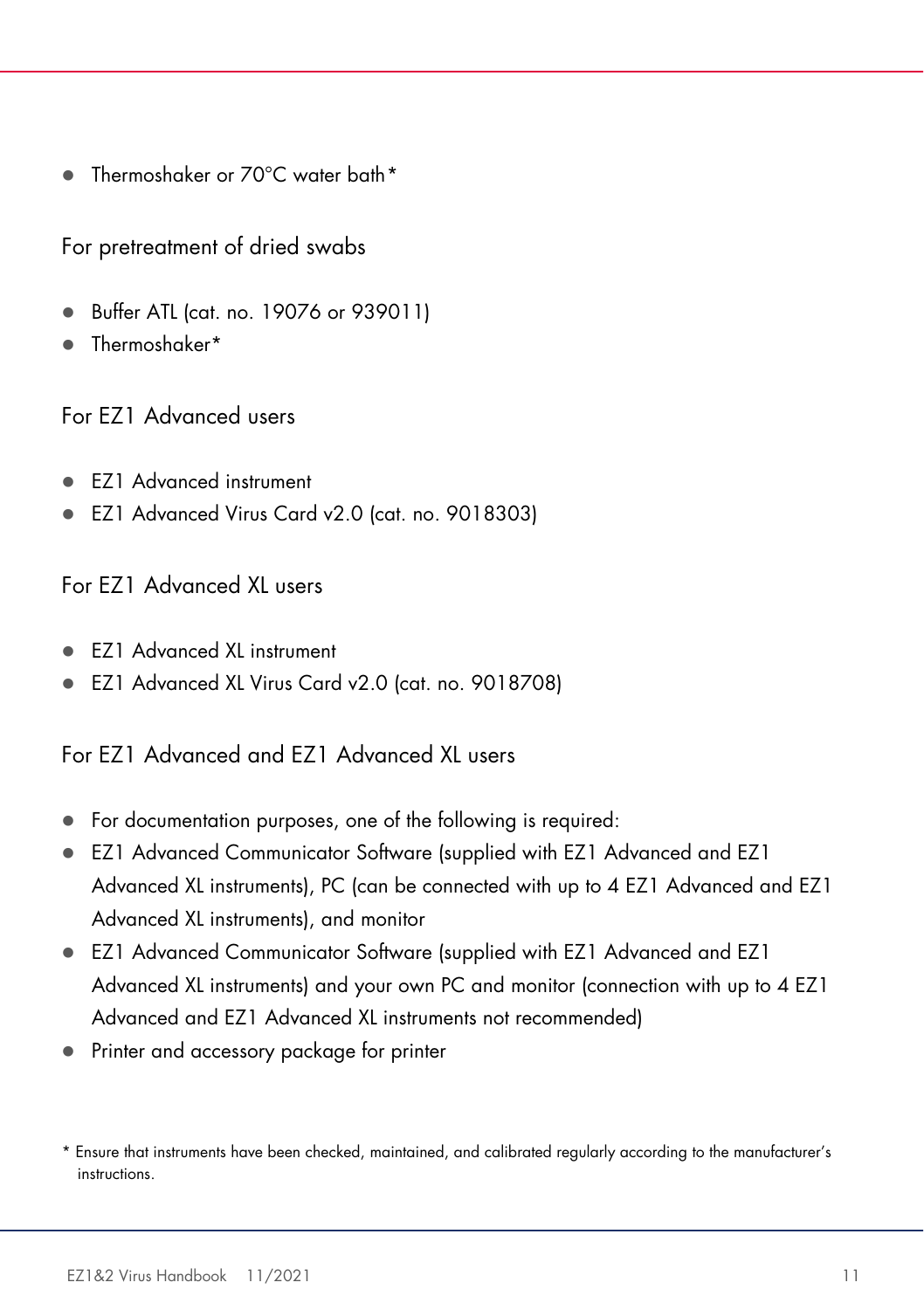- Thermoshaker or 70°C water bath*

For pretreatment of dried swabs

- Buffer ATL (cat. no. 19076 or 939011)
- Thermoshaker*

For EZ1 Advanced users

- EZ1 Advanced instrument
- EZ1 Advanced Virus Card v2.0 (cat. no. 9018303)

For EZ1 Advanced XL users

- EZ1 Advanced XL instrument
- EZ1 Advanced XL Virus Card v2.0 (cat. no. 9018708)

For EZ1 Advanced and EZ1 Advanced XL users

- For documentation purposes, one of the following is required:
- EZ1 Advanced Communicator Software (supplied with EZ1 Advanced and EZ1 Advanced XL instruments), PC (can be connected with up to 4 EZ1 Advanced and EZ1 Advanced XL instruments), and monitor
- EZ1 Advanced Communicator Software (supplied with EZ1 Advanced and EZ1 Advanced XL instruments) and your own PC and monitor (connection with up to 4 EZ1 Advanced and EZ1 Advanced XL instruments not recommended)
- Printer and accessory package for printer

* Ensure that instruments have been checked, maintained, and calibrated regularly according to the manufacturer's instructions.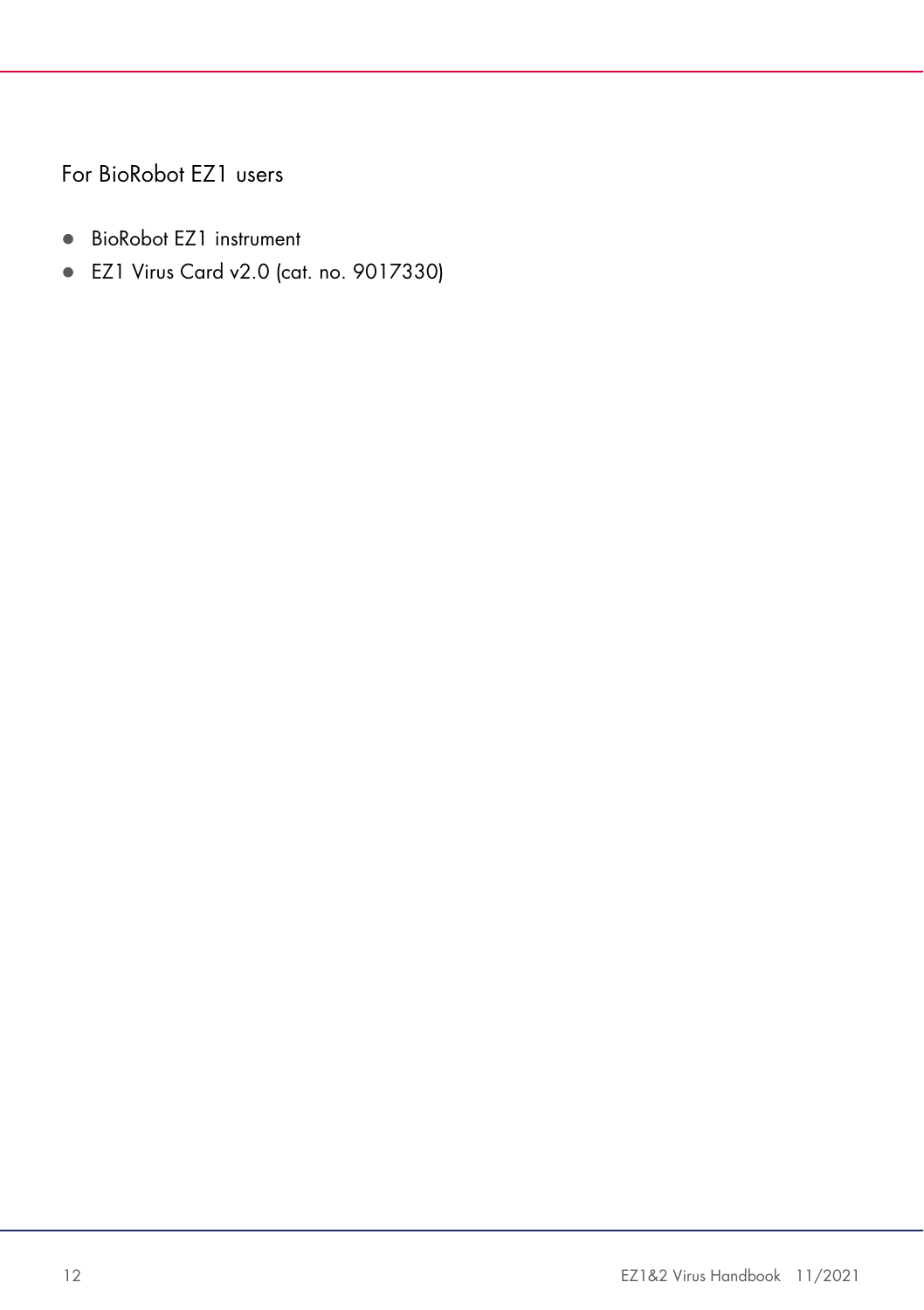For BioRobot EZ1 users

- BioRobot EZ1 instrument
- EZ1 Virus Card v2.0 (cat. no. 9017330)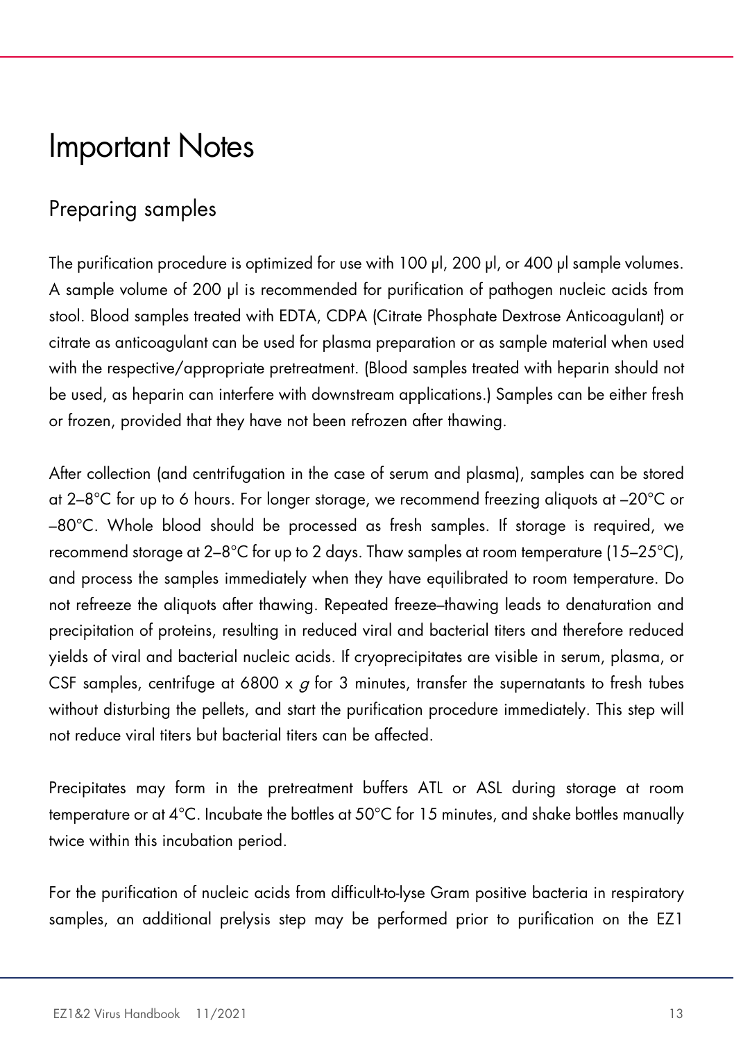# Important Notes

## Preparing samples

The purification procedure is optimized for use with 100 µl, 200 µl, or 400 µl sample volumes. A sample volume of 200 µl is recommended for purification of pathogen nucleic acids from stool. Blood samples treated with EDTA, CDPA (Citrate Phosphate Dextrose Anticoagulant) or citrate as anticoagulant can be used for plasma preparation or as sample material when used with the respective/appropriate pretreatment. (Blood samples treated with heparin should not be used, as heparin can interfere with downstream applications.) Samples can be either fresh or frozen, provided that they have not been refrozen after thawing.

After collection (and centrifugation in the case of serum and plasma), samples can be stored at 2–8°C for up to 6 hours. For longer storage, we recommend freezing aliquots at –20°C or –80°C. Whole blood should be processed as fresh samples. If storage is required, we recommend storage at 2–8°C for up to 2 days. Thaw samples at room temperature (15–25°C), and process the samples immediately when they have equilibrated to room temperature. Do not refreeze the aliquots after thawing. Repeated freeze–thawing leads to denaturation and precipitation of proteins, resulting in reduced viral and bacterial titers and therefore reduced yields of viral and bacterial nucleic acids. If cryoprecipitates are visible in serum, plasma, or CSF samples, centrifuge at 6800 x *g* for 3 minutes, transfer the supernatants to fresh tubes without disturbing the pellets, and start the purification procedure immediately. This step will not reduce viral titers but bacterial titers can be affected.

Precipitates may form in the pretreatment buffers ATL or ASL during storage at room temperature or at 4°C. Incubate the bottles at 50°C for 15 minutes, and shake bottles manually twice within this incubation period.

For the purification of nucleic acids from difficult-to-lyse Gram positive bacteria in respiratory samples, an additional prelysis step may be performed prior to purification on the EZ1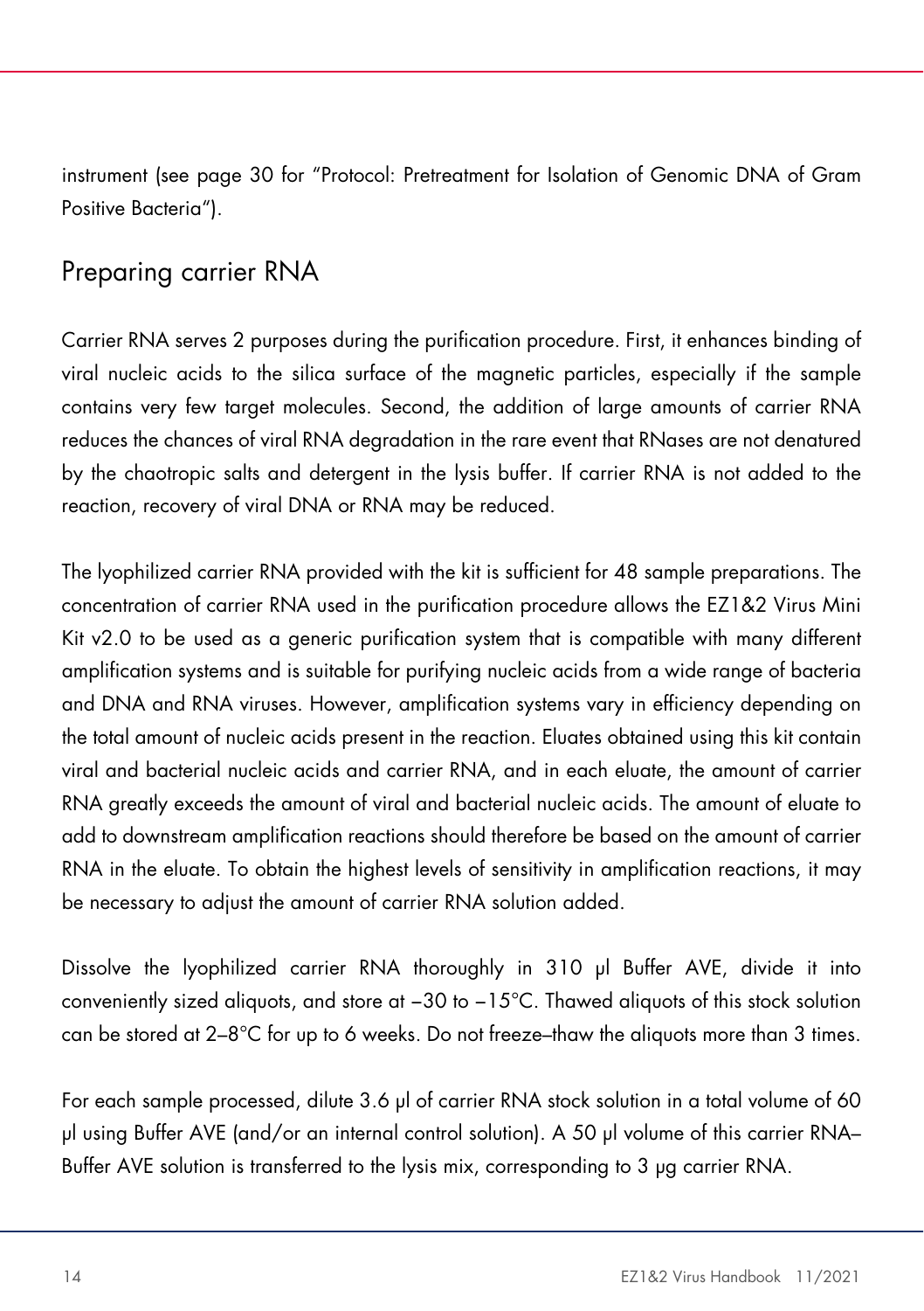instrument (see page 30 for "Protocol: Pretreatment for Isolation of Genomic DNA of Gram Positive Bacteria").

## Preparing carrier RNA

Carrier RNA serves 2 purposes during the purification procedure. First, it enhances binding of viral nucleic acids to the silica surface of the magnetic particles, especially if the sample contains very few target molecules. Second, the addition of large amounts of carrier RNA reduces the chances of viral RNA degradation in the rare event that RNases are not denatured by the chaotropic salts and detergent in the lysis buffer. If carrier RNA is not added to the reaction, recovery of viral DNA or RNA may be reduced.

The lyophilized carrier RNA provided with the kit is sufficient for 48 sample preparations. The concentration of carrier RNA used in the purification procedure allows the EZ1&2 Virus Mini Kit v2.0 to be used as a generic purification system that is compatible with many different amplification systems and is suitable for purifying nucleic acids from a wide range of bacteria and DNA and RNA viruses. However, amplification systems vary in efficiency depending on the total amount of nucleic acids present in the reaction. Eluates obtained using this kit contain viral and bacterial nucleic acids and carrier RNA, and in each eluate, the amount of carrier RNA greatly exceeds the amount of viral and bacterial nucleic acids. The amount of eluate to add to downstream amplification reactions should therefore be based on the amount of carrier RNA in the eluate. To obtain the highest levels of sensitivity in amplification reactions, it may be necessary to adjust the amount of carrier RNA solution added.

Dissolve the lyophilized carrier RNA thoroughly in 310 µl Buffer AVE, divide it into conveniently sized aliquots, and store at –30 to –15°C. Thawed aliquots of this stock solution can be stored at 2–8°C for up to 6 weeks. Do not freeze–thaw the aliquots more than 3 times.

For each sample processed, dilute 3.6 µl of carrier RNA stock solution in a total volume of 60 µl using Buffer AVE (and/or an internal control solution). A 50 µl volume of this carrier RNA–Buffer AVE solution is transferred to the lysis mix, corresponding to 3 µg carrier RNA.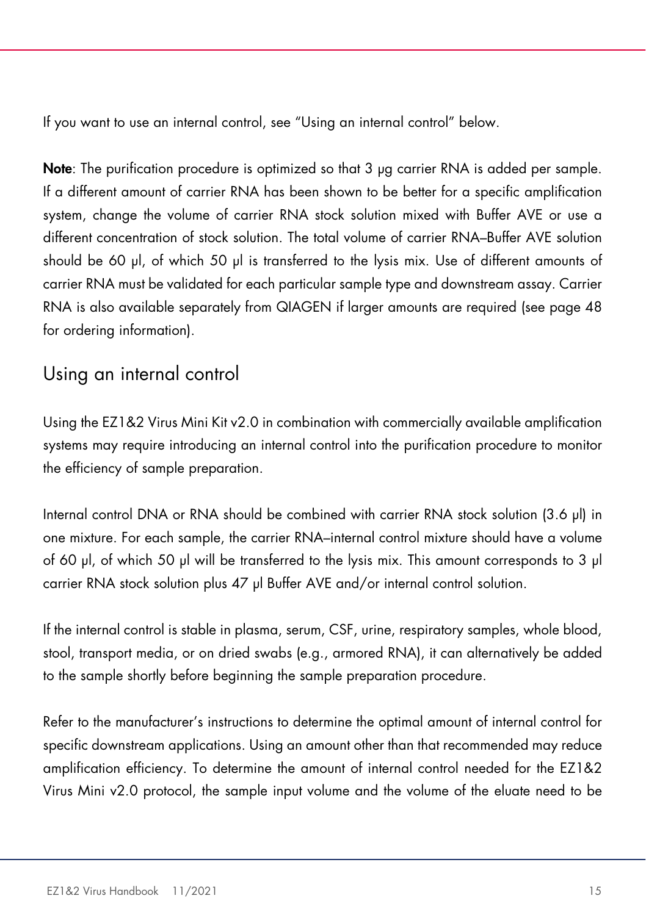If you want to use an internal control, see "Using an internal control" below.

**Note**: The purification procedure is optimized so that 3 µg carrier RNA is added per sample. If a different amount of carrier RNA has been shown to be better for a specific amplification system, change the volume of carrier RNA stock solution mixed with Buffer AVE or use a different concentration of stock solution. The total volume of carrier RNA–Buffer AVE solution should be 60 µl, of which 50 µl is transferred to the lysis mix. Use of different amounts of carrier RNA must be validated for each particular sample type and downstream assay. Carrier RNA is also available separately from QIAGEN if larger amounts are required (see page 48 for ordering information).

## Using an internal control

Using the EZ1&2 Virus Mini Kit v2.0 in combination with commercially available amplification systems may require introducing an internal control into the purification procedure to monitor the efficiency of sample preparation.

Internal control DNA or RNA should be combined with carrier RNA stock solution (3.6 µl) in one mixture. For each sample, the carrier RNA–internal control mixture should have a volume of 60 µl, of which 50 µl will be transferred to the lysis mix. This amount corresponds to 3 µl carrier RNA stock solution plus 47 µl Buffer AVE and/or internal control solution.

If the internal control is stable in plasma, serum, CSF, urine, respiratory samples, whole blood, stool, transport media, or on dried swabs (e.g., armored RNA), it can alternatively be added to the sample shortly before beginning the sample preparation procedure.

Refer to the manufacturer's instructions to determine the optimal amount of internal control for specific downstream applications. Using an amount other than that recommended may reduce amplification efficiency. To determine the amount of internal control needed for the EZ1&2 Virus Mini v2.0 protocol, the sample input volume and the volume of the eluate need to be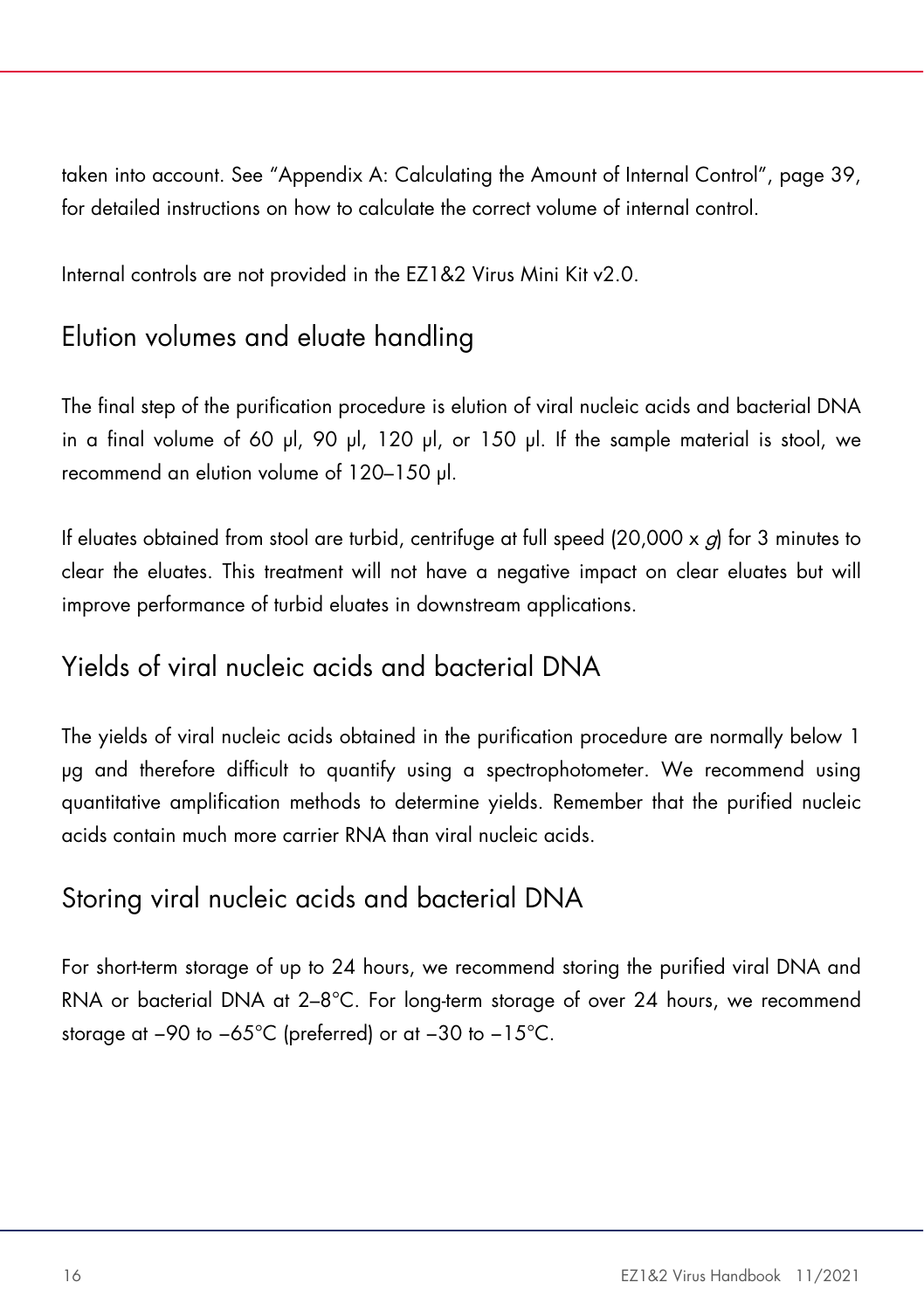taken into account. See "Appendix A: Calculating the Amount of Internal Control", page 39, for detailed instructions on how to calculate the correct volume of internal control.

Internal controls are not provided in the EZ1&2 Virus Mini Kit v2.0.

## Elution volumes and eluate handling

The final step of the purification procedure is elution of viral nucleic acids and bacterial DNA in a final volume of 60 µl, 90 µl, 120 µl, or 150 µl. If the sample material is stool, we recommend an elution volume of 120–150 µl.

If eluates obtained from stool are turbid, centrifuge at full speed (20,000 x *g*) for 3 minutes to clear the eluates. This treatment will not have a negative impact on clear eluates but will improve performance of turbid eluates in downstream applications.

## Yields of viral nucleic acids and bacterial DNA

The yields of viral nucleic acids obtained in the purification procedure are normally below 1 µg and therefore difficult to quantify using a spectrophotometer. We recommend using quantitative amplification methods to determine yields. Remember that the purified nucleic acids contain much more carrier RNA than viral nucleic acids.

## Storing viral nucleic acids and bacterial DNA

For short-term storage of up to 24 hours, we recommend storing the purified viral DNA and RNA or bacterial DNA at 2–8°C. For long-term storage of over 24 hours, we recommend storage at –90 to –65°C (preferred) or at –30 to –15°C.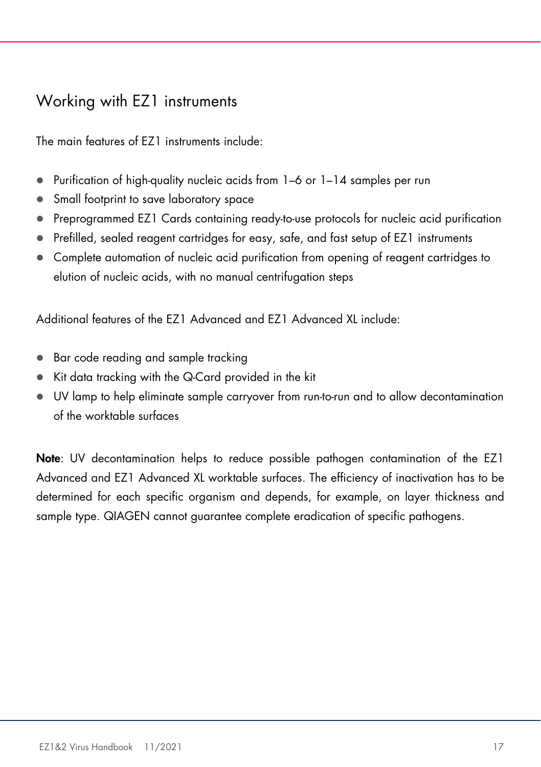## Working with EZ1 instruments

The main features of EZ1 instruments include:

- Purification of high-quality nucleic acids from 1–6 or 1–14 samples per run
- Small footprint to save laboratory space
- Preprogrammed EZ1 Cards containing ready-to-use protocols for nucleic acid purification
- Prefilled, sealed reagent cartridges for easy, safe, and fast setup of EZ1 instruments
- Complete automation of nucleic acid purification from opening of reagent cartridges to elution of nucleic acids, with no manual centrifugation steps

Additional features of the EZ1 Advanced and EZ1 Advanced XL include:

- Bar code reading and sample tracking
- Kit data tracking with the Q-Card provided in the kit
- UV lamp to help eliminate sample carryover from run-to-run and to allow decontamination of the worktable surfaces

**Note**: UV decontamination helps to reduce possible pathogen contamination of the EZ1 Advanced and EZ1 Advanced XL worktable surfaces. The efficiency of inactivation has to be determined for each specific organism and depends, for example, on layer thickness and sample type. QIAGEN cannot guarantee complete eradication of specific pathogens.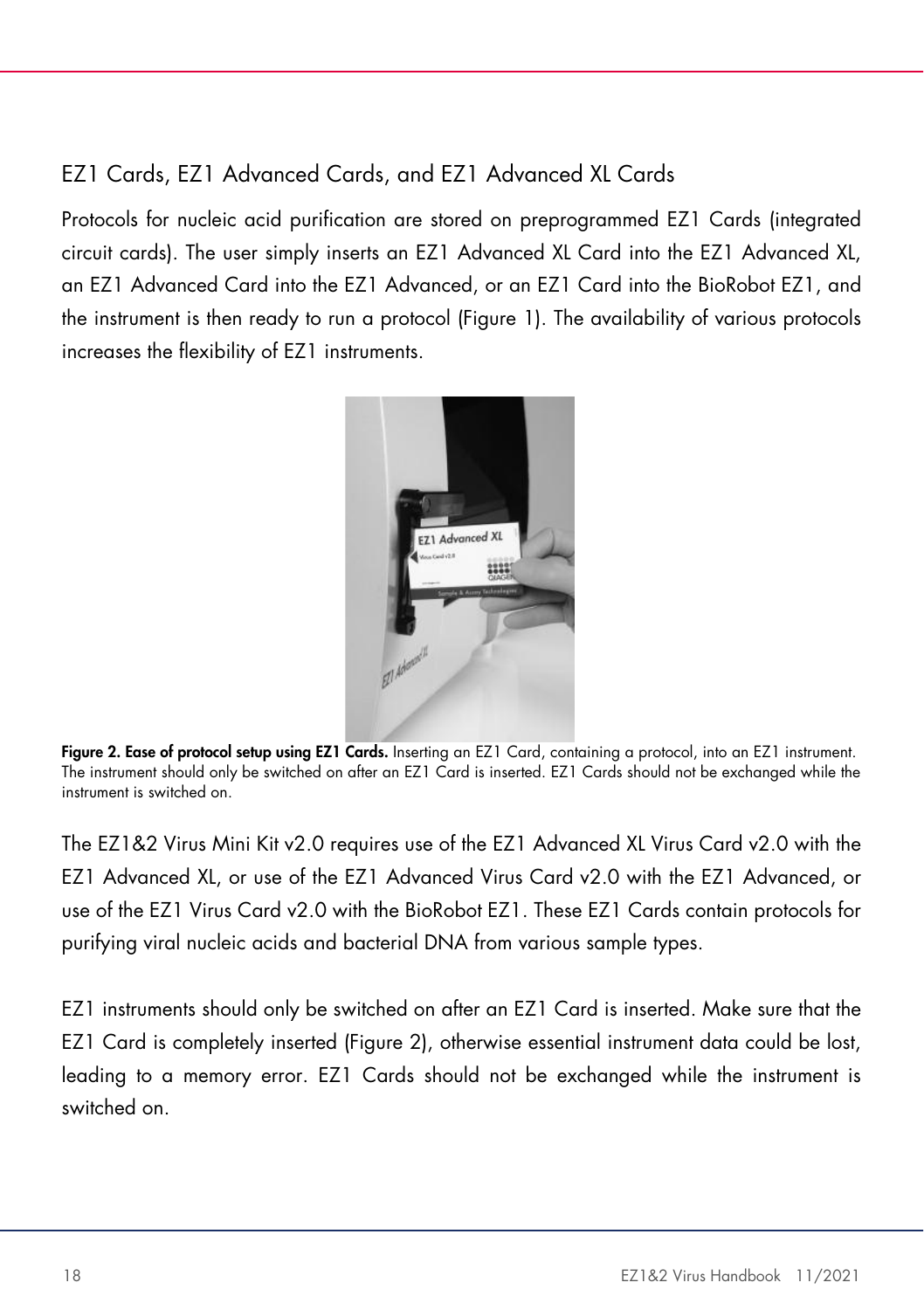## EZ1 Cards, EZ1 Advanced Cards, and EZ1 Advanced XL Cards

Protocols for nucleic acid purification are stored on preprogrammed EZ1 Cards (integrated circuit cards). The user simply inserts an EZ1 Advanced XL Card into the EZ1 Advanced XL, an EZ1 Advanced Card into the EZ1 Advanced, or an EZ1 Card into the BioRobot EZ1, and the instrument is then ready to run a protocol (Figure 1). The availability of various protocols increases the flexibility of EZ1 instruments.

**Figure 2. Ease of protocol setup using EZ1 Cards.** Inserting an EZ1 Card, containing a protocol, into an EZ1 instrument. The instrument should only be switched on after an EZ1 Card is inserted. EZ1 Cards should not be exchanged while the instrument is switched on.

The EZ1&2 Virus Mini Kit v2.0 requires use of the EZ1 Advanced XL Virus Card v2.0 with the EZ1 Advanced XL, or use of the EZ1 Advanced Virus Card v2.0 with the EZ1 Advanced, or use of the EZ1 Virus Card v2.0 with the BioRobot EZ1. These EZ1 Cards contain protocols for purifying viral nucleic acids and bacterial DNA from various sample types.

EZ1 instruments should only be switched on after an EZ1 Card is inserted. Make sure that the EZ1 Card is completely inserted (Figure 2), otherwise essential instrument data could be lost, leading to a memory error. EZ1 Cards should not be exchanged while the instrument is switched on.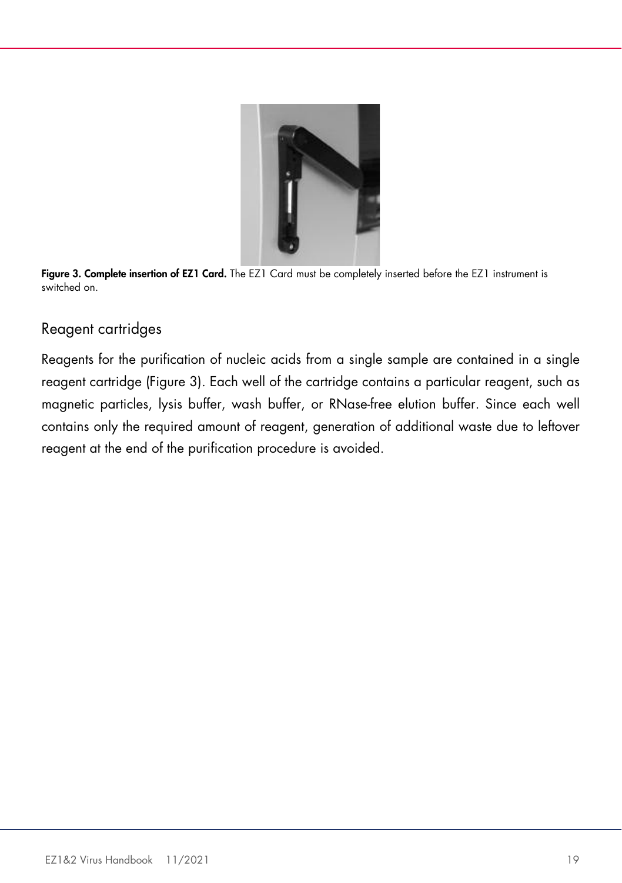**Figure 3. Complete insertion of EZ1 Card.** The EZ1 Card must be completely inserted before the EZ1 instrument is switched on.

## Reagent cartridges

Reagents for the purification of nucleic acids from a single sample are contained in a single reagent cartridge (Figure 3). Each well of the cartridge contains a particular reagent, such as magnetic particles, lysis buffer, wash buffer, or RNase-free elution buffer. Since each well contains only the required amount of reagent, generation of additional waste due to leftover reagent at the end of the purification procedure is avoided.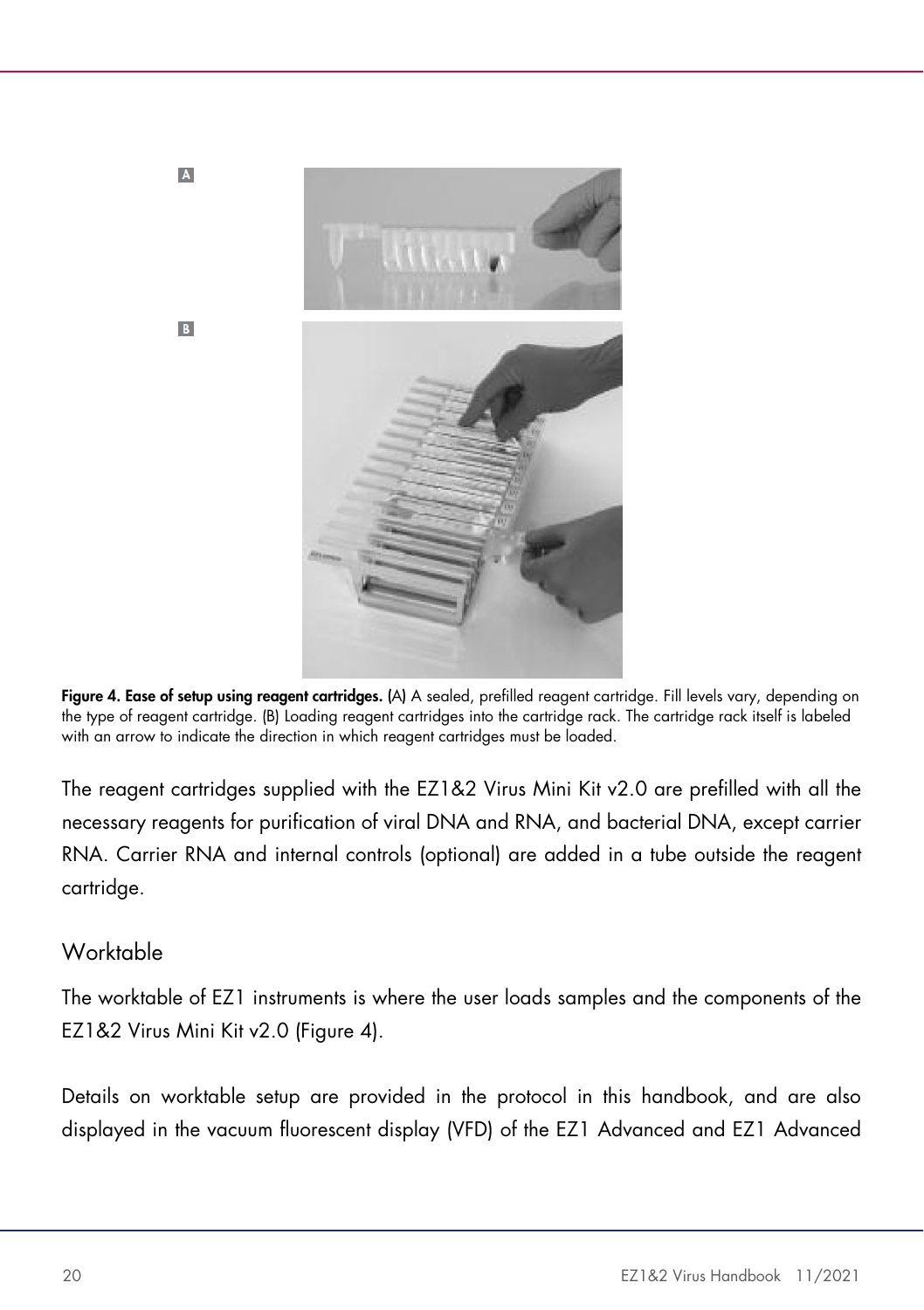**Figure 4. Ease of setup using reagent cartridges.** (A) A sealed, prefilled reagent cartridge. Fill levels vary, depending on the type of reagent cartridge. (B) Loading reagent cartridges into the cartridge rack. The cartridge rack itself is labeled with an arrow to indicate the direction in which reagent cartridges must be loaded.

The reagent cartridges supplied with the EZ1&2 Virus Mini Kit v2.0 are prefilled with all the necessary reagents for purification of viral DNA and RNA, and bacterial DNA, except carrier RNA. Carrier RNA and internal controls (optional) are added in a tube outside the reagent cartridge.

## Worktable

The worktable of EZ1 instruments is where the user loads samples and the components of the EZ1&2 Virus Mini Kit v2.0 (Figure 4).

Details on worktable setup are provided in the protocol in this handbook, and are also displayed in the vacuum fluorescent display (VFD) of the EZ1 Advanced and EZ1 Advanced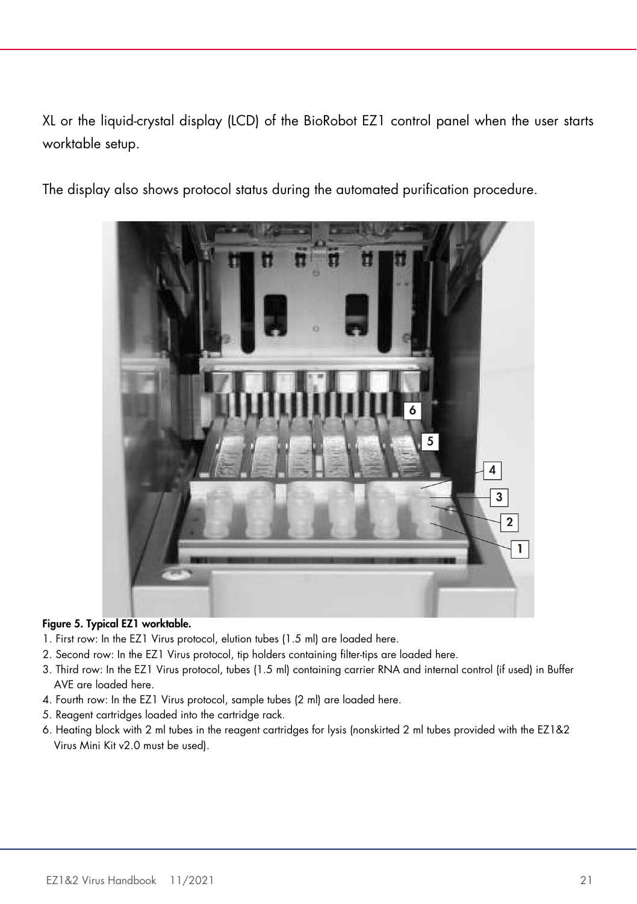XL or the liquid-crystal display (LCD) of the BioRobot EZ1 control panel when the user starts worktable setup.

The display also shows protocol status during the automated purification procedure.

**Figure 5. Typical EZ1 worktable.**

1. First row: In the EZ1 Virus protocol, elution tubes (1.5 ml) are loaded here.
2. Second row: In the EZ1 Virus protocol, tip holders containing filter-tips are loaded here.
3. Third row: In the EZ1 Virus protocol, tubes (1.5 ml) containing carrier RNA and internal control (if used) in Buffer AVE are loaded here.
4. Fourth row: In the EZ1 Virus protocol, sample tubes (2 ml) are loaded here.
5. Reagent cartridges loaded into the cartridge rack.
6. Heating block with 2 ml tubes in the reagent cartridges for lysis (nonskirted 2 ml tubes provided with the EZ1&2 Virus Mini Kit v2.0 must be used).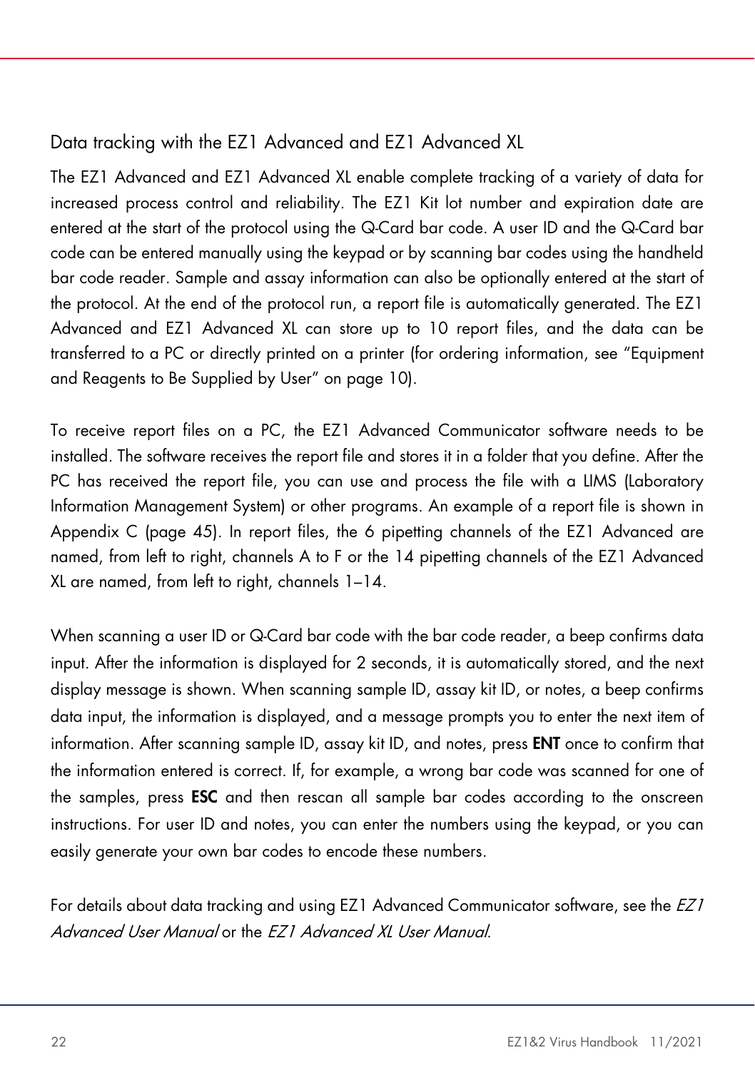### Data tracking with the EZ1 Advanced and EZ1 Advanced XL

The EZ1 Advanced and EZ1 Advanced XL enable complete tracking of a variety of data for increased process control and reliability. The EZ1 Kit lot number and expiration date are entered at the start of the protocol using the Q-Card bar code. A user ID and the Q-Card bar code can be entered manually using the keypad or by scanning bar codes using the handheld bar code reader. Sample and assay information can also be optionally entered at the start of the protocol. At the end of the protocol run, a report file is automatically generated. The EZ1 Advanced and EZ1 Advanced XL can store up to 10 report files, and the data can be transferred to a PC or directly printed on a printer (for ordering information, see "Equipment and Reagents to Be Supplied by User" on page 10).

To receive report files on a PC, the EZ1 Advanced Communicator software needs to be installed. The software receives the report file and stores it in a folder that you define. After the PC has received the report file, you can use and process the file with a LIMS (Laboratory Information Management System) or other programs. An example of a report file is shown in Appendix C (page 45). In report files, the 6 pipetting channels of the EZ1 Advanced are named, from left to right, channels A to F or the 14 pipetting channels of the EZ1 Advanced XL are named, from left to right, channels 1–14.

When scanning a user ID or Q-Card bar code with the bar code reader, a beep confirms data input. After the information is displayed for 2 seconds, it is automatically stored, and the next display message is shown. When scanning sample ID, assay kit ID, or notes, a beep confirms data input, the information is displayed, and a message prompts you to enter the next item of information. After scanning sample ID, assay kit ID, and notes, press **ENT** once to confirm that the information entered is correct. If, for example, a wrong bar code was scanned for one of the samples, press **ESC** and then rescan all sample bar codes according to the onscreen instructions. For user ID and notes, you can enter the numbers using the keypad, or you can easily generate your own bar codes to encode these numbers.

For details about data tracking and using EZ1 Advanced Communicator software, see the *EZ1 Advanced User Manual* or the *EZ1 Advanced XL User Manual*.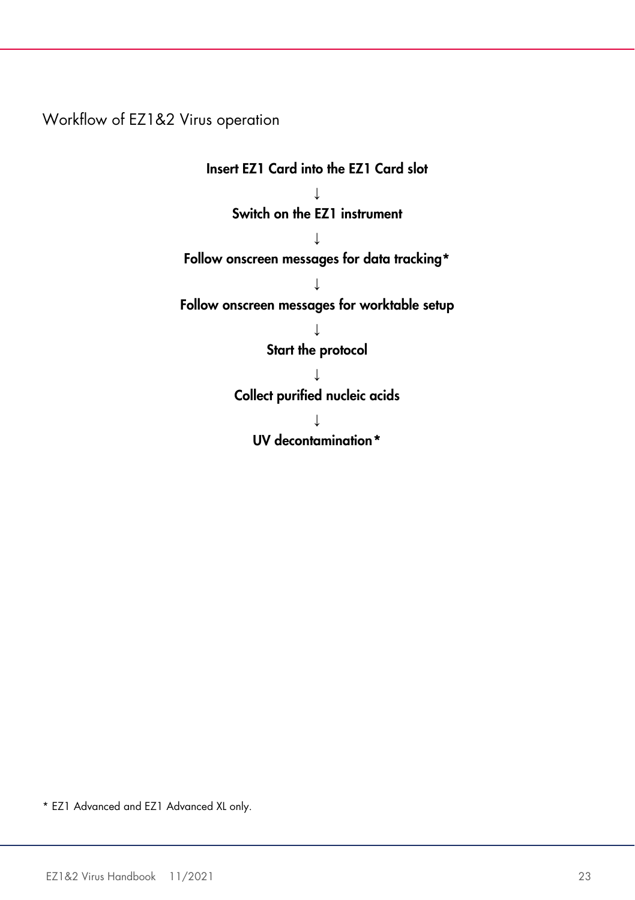## Workflow of EZ1&2 Virus operation

**Insert EZ1 Card into the EZ1 Card slot**

↓

**Switch on the EZ1 instrument**

↓

**Follow onscreen messages for data tracking***

↓

**Follow onscreen messages for worktable setup**

↓

**Start the protocol**

↓

**Collect purified nucleic acids**

↓

**UV decontamination***

* EZ1 Advanced and EZ1 Advanced XL only.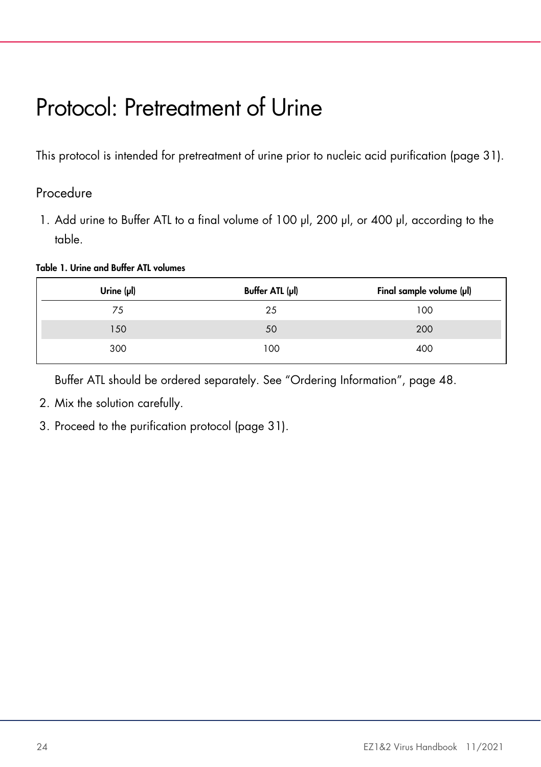# Protocol: Pretreatment of Urine

This protocol is intended for pretreatment of urine prior to nucleic acid purification (page 31).

## Procedure

1. Add urine to Buffer ATL to a final volume of 100 µl, 200 µl, or 400 µl, according to the table.

**Table 1. Urine and Buffer ATL volumes**

| Urine (µl) | Buffer ATL (µl) | Final sample volume (µl) |
|---|---|---|
| 75 | 25 | 100 |
| 150 | 50 | 200 |
| 300 | 100 | 400 |

   Buffer ATL should be ordered separately. See "Ordering Information", page 48.

2. Mix the solution carefully.
3. Proceed to the purification protocol (page 31).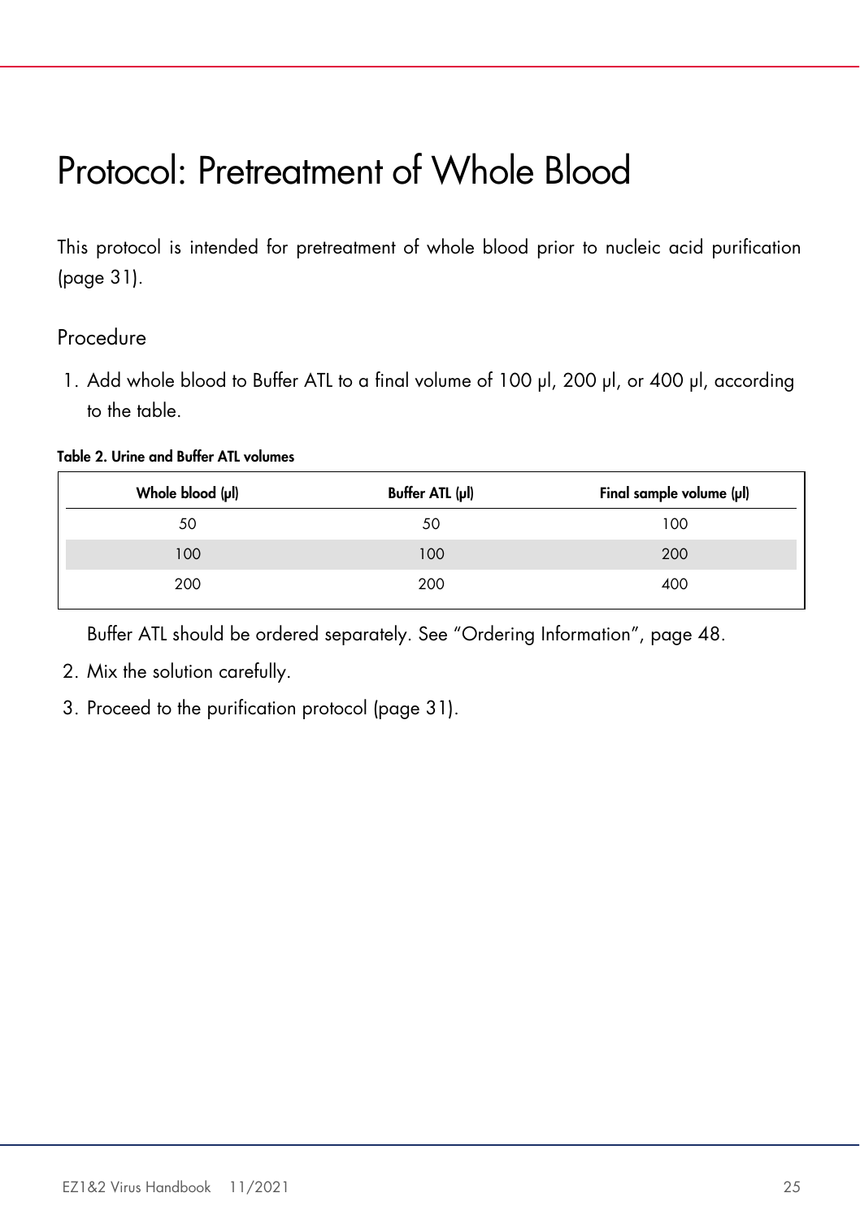# Protocol: Pretreatment of Whole Blood

This protocol is intended for pretreatment of whole blood prior to nucleic acid purification (page 31).

## Procedure

1. Add whole blood to Buffer ATL to a final volume of 100 µl, 200 µl, or 400 µl, according to the table.

**Table 2. Urine and Buffer ATL volumes**

| Whole blood (µl) | Buffer ATL (µl) | Final sample volume (µl) |
|---|---|---|
| 50 | 50 | 100 |
| 100 | 100 | 200 |
| 200 | 200 | 400 |

   Buffer ATL should be ordered separately. See "Ordering Information", page 48.

2. Mix the solution carefully.
3. Proceed to the purification protocol (page 31).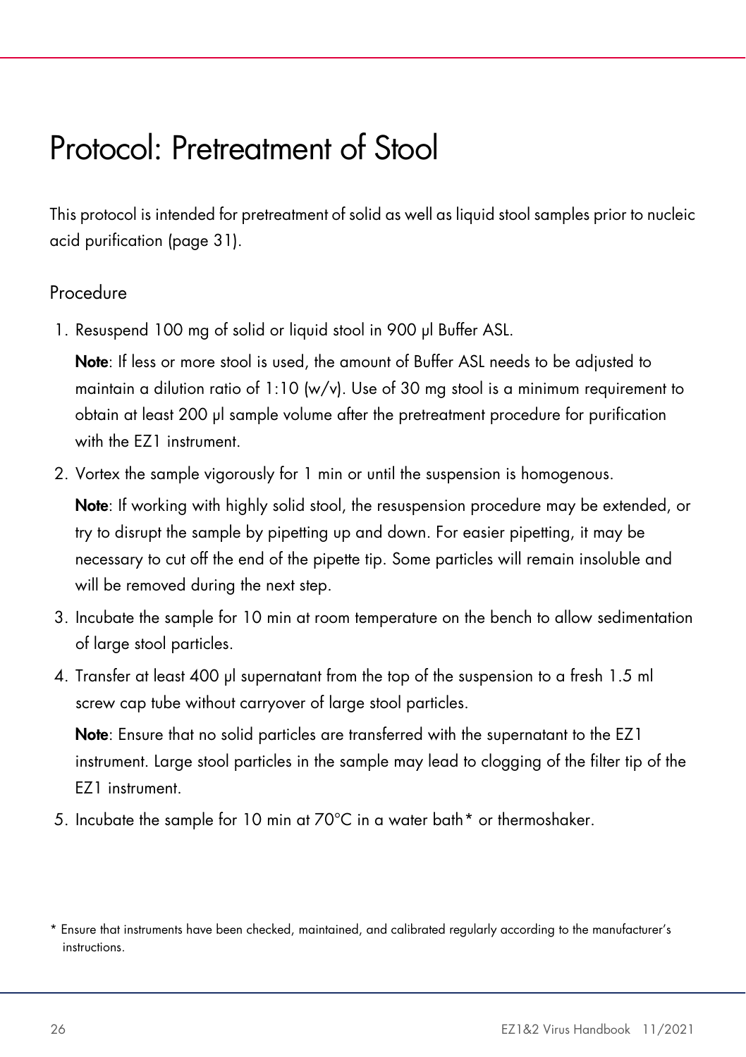# Protocol: Pretreatment of Stool

This protocol is intended for pretreatment of solid as well as liquid stool samples prior to nucleic acid purification (page 31).

## Procedure

1. Resuspend 100 mg of solid or liquid stool in 900 µl Buffer ASL.

   **Note**: If less or more stool is used, the amount of Buffer ASL needs to be adjusted to maintain a dilution ratio of 1:10 (w/v). Use of 30 mg stool is a minimum requirement to obtain at least 200 µl sample volume after the pretreatment procedure for purification with the EZ1 instrument.

2. Vortex the sample vigorously for 1 min or until the suspension is homogenous.

   **Note**: If working with highly solid stool, the resuspension procedure may be extended, or try to disrupt the sample by pipetting up and down. For easier pipetting, it may be necessary to cut off the end of the pipette tip. Some particles will remain insoluble and will be removed during the next step.

3. Incubate the sample for 10 min at room temperature on the bench to allow sedimentation of large stool particles.

4. Transfer at least 400 µl supernatant from the top of the suspension to a fresh 1.5 ml screw cap tube without carryover of large stool particles.

   **Note**: Ensure that no solid particles are transferred with the supernatant to the EZ1 instrument. Large stool particles in the sample may lead to clogging of the filter tip of the EZ1 instrument.

5. Incubate the sample for 10 min at 70°C in a water bath* or thermoshaker.

* Ensure that instruments have been checked, maintained, and calibrated regularly according to the manufacturer's instructions.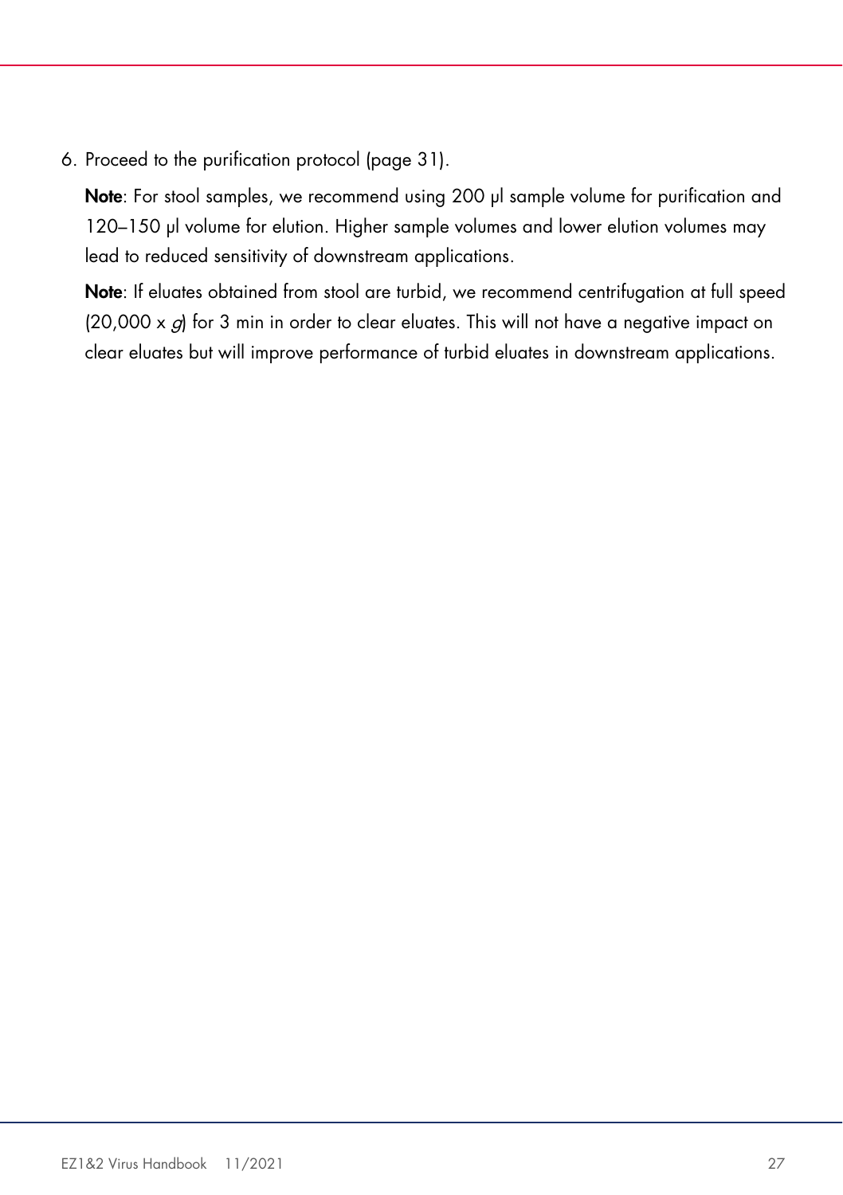6. Proceed to the purification protocol (page 31).

   **Note**: For stool samples, we recommend using 200 µl sample volume for purification and 120–150 µl volume for elution. Higher sample volumes and lower elution volumes may lead to reduced sensitivity of downstream applications.

   **Note**: If eluates obtained from stool are turbid, we recommend centrifugation at full speed (20,000 x *g*) for 3 min in order to clear eluates. This will not have a negative impact on clear eluates but will improve performance of turbid eluates in downstream applications.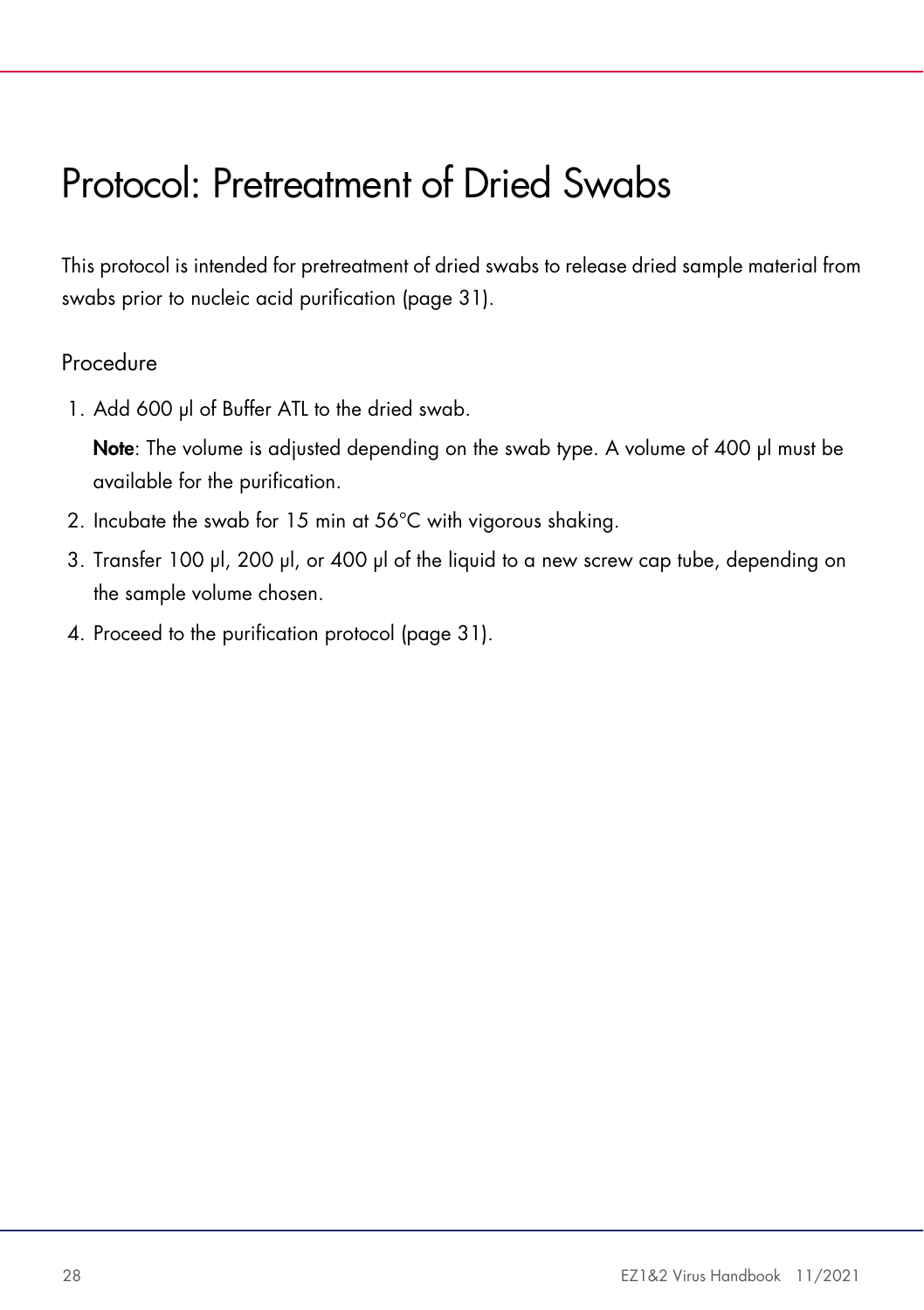# Protocol: Pretreatment of Dried Swabs

This protocol is intended for pretreatment of dried swabs to release dried sample material from swabs prior to nucleic acid purification (page 31).

## Procedure

1. Add 600 µl of Buffer ATL to the dried swab.

   **Note**: The volume is adjusted depending on the swab type. A volume of 400 µl must be available for the purification.

2. Incubate the swab for 15 min at 56°C with vigorous shaking.
3. Transfer 100 µl, 200 µl, or 400 µl of the liquid to a new screw cap tube, depending on the sample volume chosen.
4. Proceed to the purification protocol (page 31).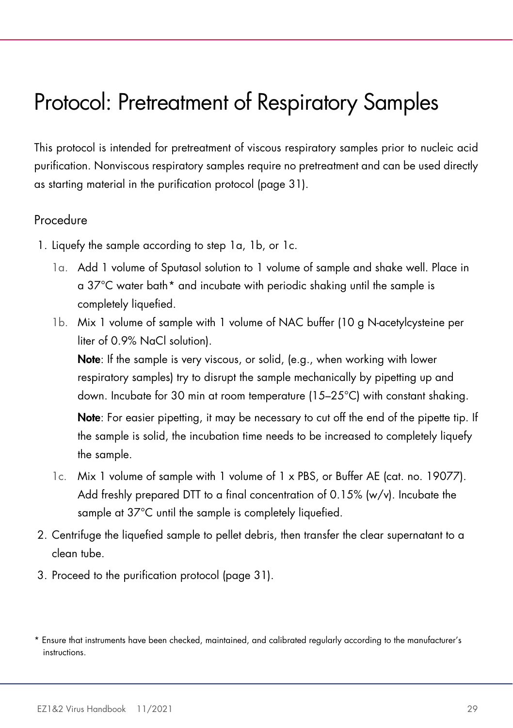# Protocol: Pretreatment of Respiratory Samples

This protocol is intended for pretreatment of viscous respiratory samples prior to nucleic acid purification. Nonviscous respiratory samples require no pretreatment and can be used directly as starting material in the purification protocol (page 31).

## Procedure

1. Liquefy the sample according to step 1a, 1b, or 1c.
   - 1a. Add 1 volume of Sputasol solution to 1 volume of sample and shake well. Place in a 37°C water bath* and incubate with periodic shaking until the sample is completely liquefied.
   - 1b. Mix 1 volume of sample with 1 volume of NAC buffer (10 g N-acetylcysteine per liter of 0.9% NaCl solution).

     **Note**: If the sample is very viscous, or solid, (e.g., when working with lower respiratory samples) try to disrupt the sample mechanically by pipetting up and down. Incubate for 30 min at room temperature (15–25°C) with constant shaking.

     **Note**: For easier pipetting, it may be necessary to cut off the end of the pipette tip. If the sample is solid, the incubation time needs to be increased to completely liquefy the sample.
   - 1c. Mix 1 volume of sample with 1 volume of 1 x PBS, or Buffer AE (cat. no. 19077). Add freshly prepared DTT to a final concentration of 0.15% (w/v). Incubate the sample at 37°C until the sample is completely liquefied.
2. Centrifuge the liquefied sample to pellet debris, then transfer the clear supernatant to a clean tube.
3. Proceed to the purification protocol (page 31).

\* Ensure that instruments have been checked, maintained, and calibrated regularly according to the manufacturer's instructions.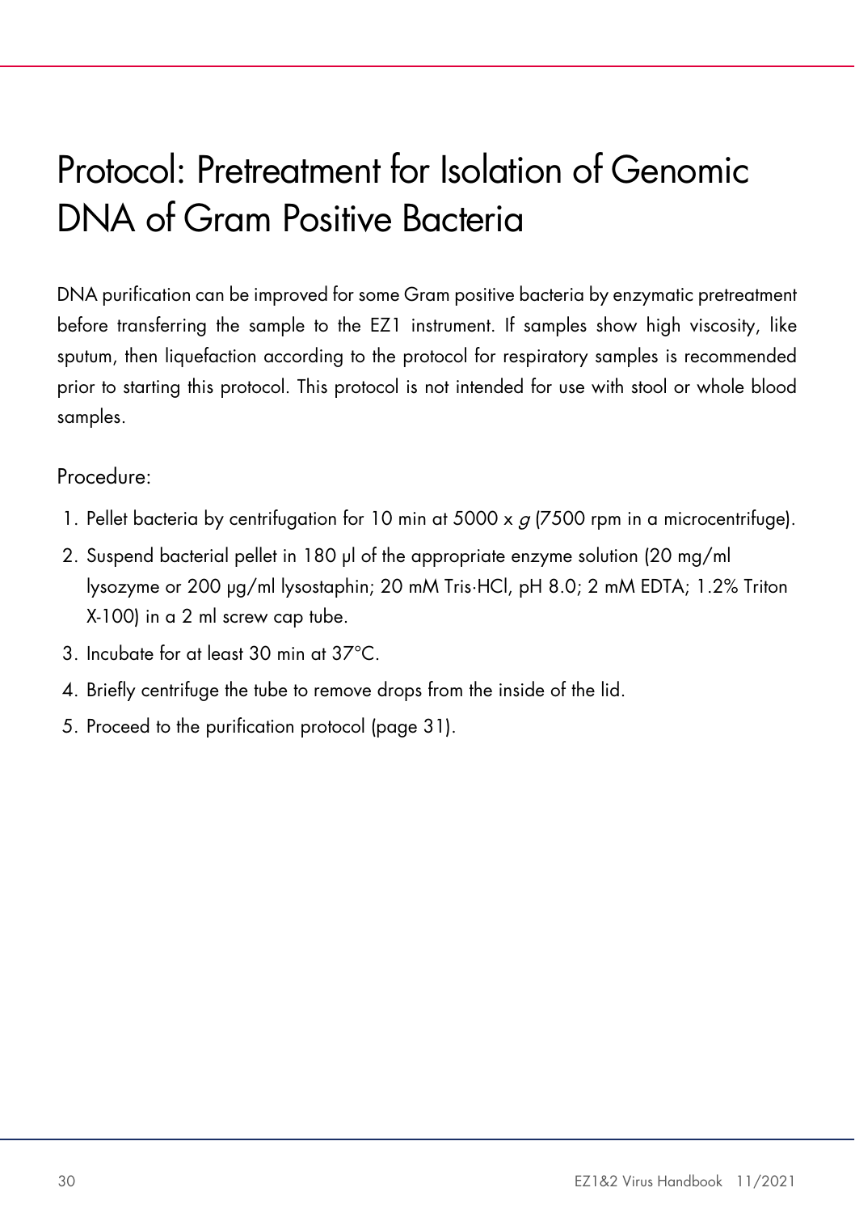# Protocol: Pretreatment for Isolation of Genomic DNA of Gram Positive Bacteria

DNA purification can be improved for some Gram positive bacteria by enzymatic pretreatment before transferring the sample to the EZ1 instrument. If samples show high viscosity, like sputum, then liquefaction according to the protocol for respiratory samples is recommended prior to starting this protocol. This protocol is not intended for use with stool or whole blood samples.

Procedure:

1. Pellet bacteria by centrifugation for 10 min at 5000 x *g* (7500 rpm in a microcentrifuge).
2. Suspend bacterial pellet in 180 µl of the appropriate enzyme solution (20 mg/ml lysozyme or 200 µg/ml lysostaphin; 20 mM Tris·HCl, pH 8.0; 2 mM EDTA; 1.2% Triton X-100) in a 2 ml screw cap tube.
3. Incubate for at least 30 min at 37°C.
4. Briefly centrifuge the tube to remove drops from the inside of the lid.
5. Proceed to the purification protocol (page 31).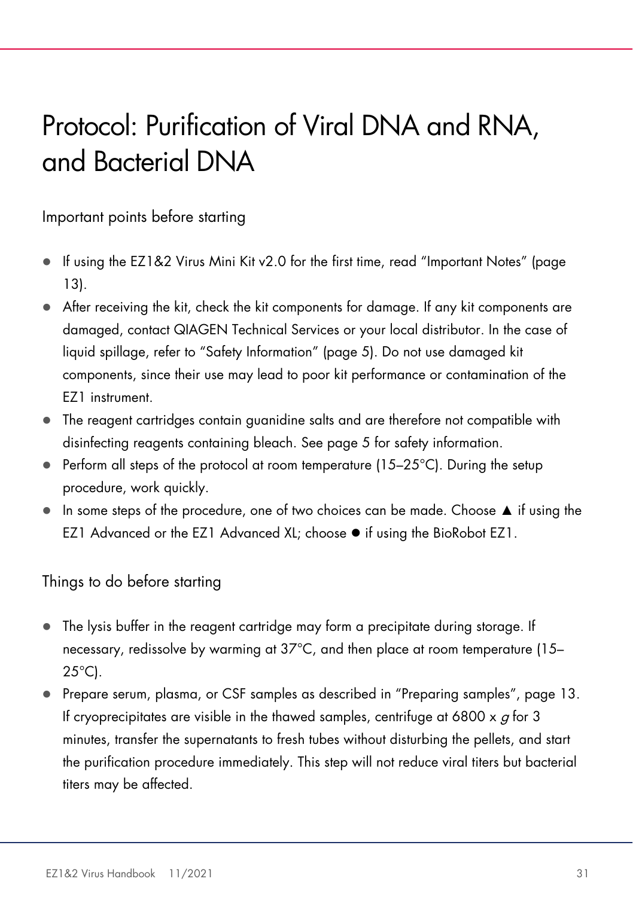# Protocol: Purification of Viral DNA and RNA, and Bacterial DNA

## Important points before starting

- If using the EZ1&2 Virus Mini Kit v2.0 for the first time, read "Important Notes" (page 13).
- After receiving the kit, check the kit components for damage. If any kit components are damaged, contact QIAGEN Technical Services or your local distributor. In the case of liquid spillage, refer to "Safety Information" (page 5). Do not use damaged kit components, since their use may lead to poor kit performance or contamination of the EZ1 instrument.
- The reagent cartridges contain guanidine salts and are therefore not compatible with disinfecting reagents containing bleach. See page 5 for safety information.
- Perform all steps of the protocol at room temperature (15–25°C). During the setup procedure, work quickly.
- In some steps of the procedure, one of two choices can be made. Choose ▲ if using the EZ1 Advanced or the EZ1 Advanced XL; choose ● if using the BioRobot EZ1.

## Things to do before starting

- The lysis buffer in the reagent cartridge may form a precipitate during storage. If necessary, redissolve by warming at 37°C, and then place at room temperature (15–25°C).
- Prepare serum, plasma, or CSF samples as described in "Preparing samples", page 13. If cryoprecipitates are visible in the thawed samples, centrifuge at 6800 x *g* for 3 minutes, transfer the supernatants to fresh tubes without disturbing the pellets, and start the purification procedure immediately. This step will not reduce viral titers but bacterial titers may be affected.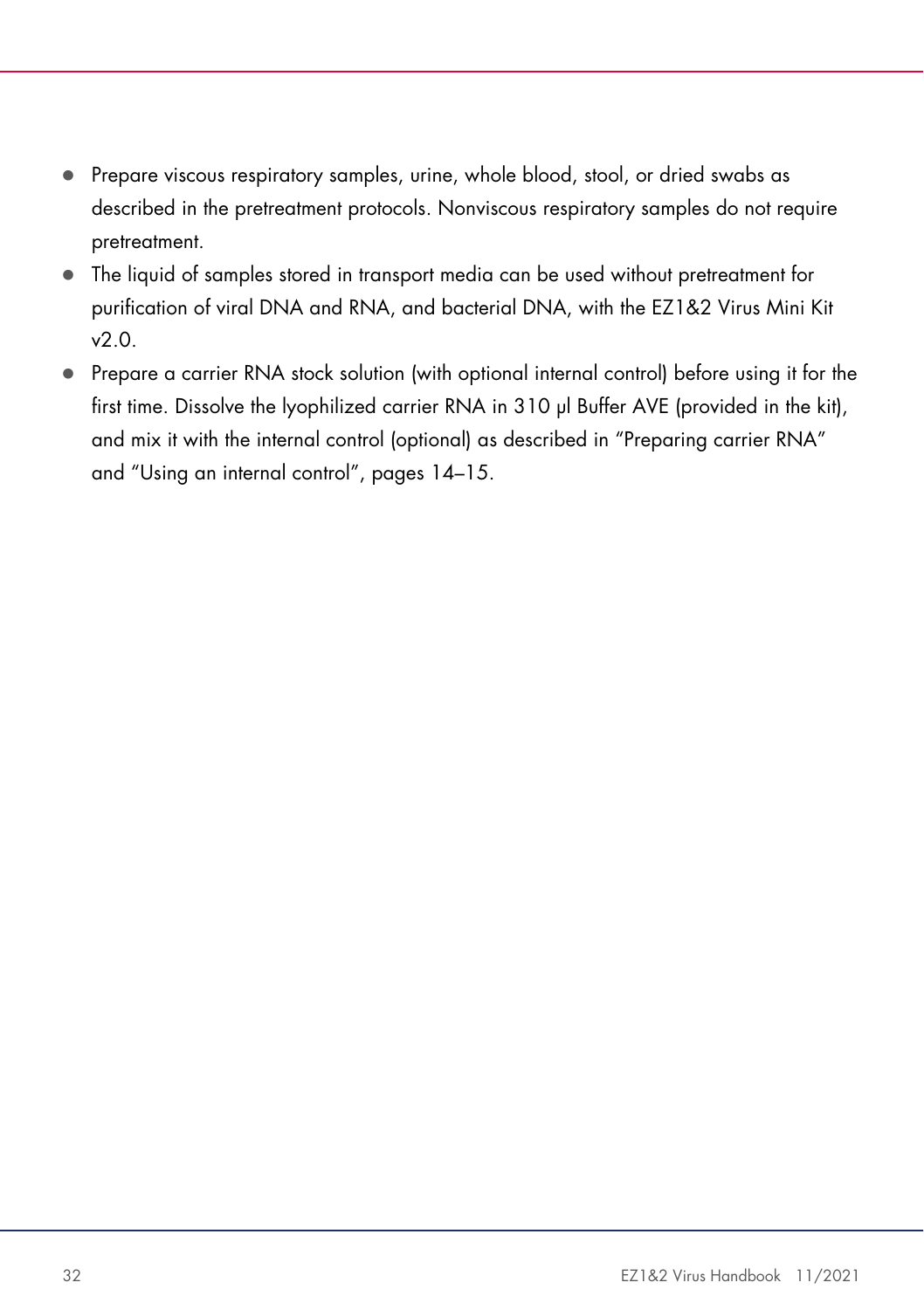- Prepare viscous respiratory samples, urine, whole blood, stool, or dried swabs as described in the pretreatment protocols. Nonviscous respiratory samples do not require pretreatment.
- The liquid of samples stored in transport media can be used without pretreatment for purification of viral DNA and RNA, and bacterial DNA, with the EZ1&2 Virus Mini Kit v2.0.
- Prepare a carrier RNA stock solution (with optional internal control) before using it for the first time. Dissolve the lyophilized carrier RNA in 310 µl Buffer AVE (provided in the kit), and mix it with the internal control (optional) as described in "Preparing carrier RNA" and "Using an internal control", pages 14–15.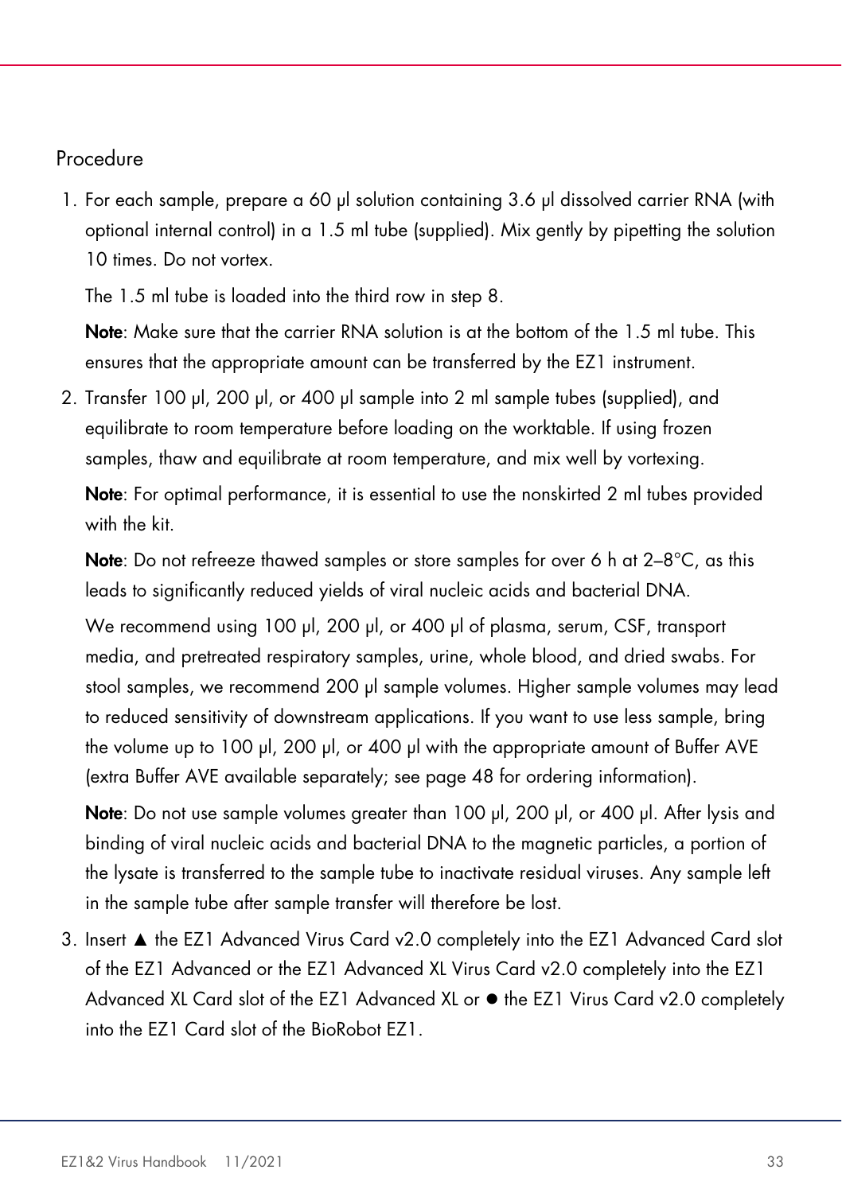## Procedure

1. For each sample, prepare a 60 µl solution containing 3.6 µl dissolved carrier RNA (with optional internal control) in a 1.5 ml tube (supplied). Mix gently by pipetting the solution 10 times. Do not vortex.

   The 1.5 ml tube is loaded into the third row in step 8.

   **Note**: Make sure that the carrier RNA solution is at the bottom of the 1.5 ml tube. This ensures that the appropriate amount can be transferred by the EZ1 instrument.

2. Transfer 100 µl, 200 µl, or 400 µl sample into 2 ml sample tubes (supplied), and equilibrate to room temperature before loading on the worktable. If using frozen samples, thaw and equilibrate at room temperature, and mix well by vortexing.

   **Note**: For optimal performance, it is essential to use the nonskirted 2 ml tubes provided with the kit.

   **Note**: Do not refreeze thawed samples or store samples for over 6 h at 2–8°C, as this leads to significantly reduced yields of viral nucleic acids and bacterial DNA.

   We recommend using 100 µl, 200 µl, or 400 µl of plasma, serum, CSF, transport media, and pretreated respiratory samples, urine, whole blood, and dried swabs. For stool samples, we recommend 200 µl sample volumes. Higher sample volumes may lead to reduced sensitivity of downstream applications. If you want to use less sample, bring the volume up to 100 µl, 200 µl, or 400 µl with the appropriate amount of Buffer AVE (extra Buffer AVE available separately; see page 48 for ordering information).

   **Note**: Do not use sample volumes greater than 100 µl, 200 µl, or 400 µl. After lysis and binding of viral nucleic acids and bacterial DNA to the magnetic particles, a portion of the lysate is transferred to the sample tube to inactivate residual viruses. Any sample left in the sample tube after sample transfer will therefore be lost.

3. Insert ▲ the EZ1 Advanced Virus Card v2.0 completely into the EZ1 Advanced Card slot of the EZ1 Advanced or the EZ1 Advanced XL Virus Card v2.0 completely into the EZ1 Advanced XL Card slot of the EZ1 Advanced XL or ● the EZ1 Virus Card v2.0 completely into the EZ1 Card slot of the BioRobot EZ1.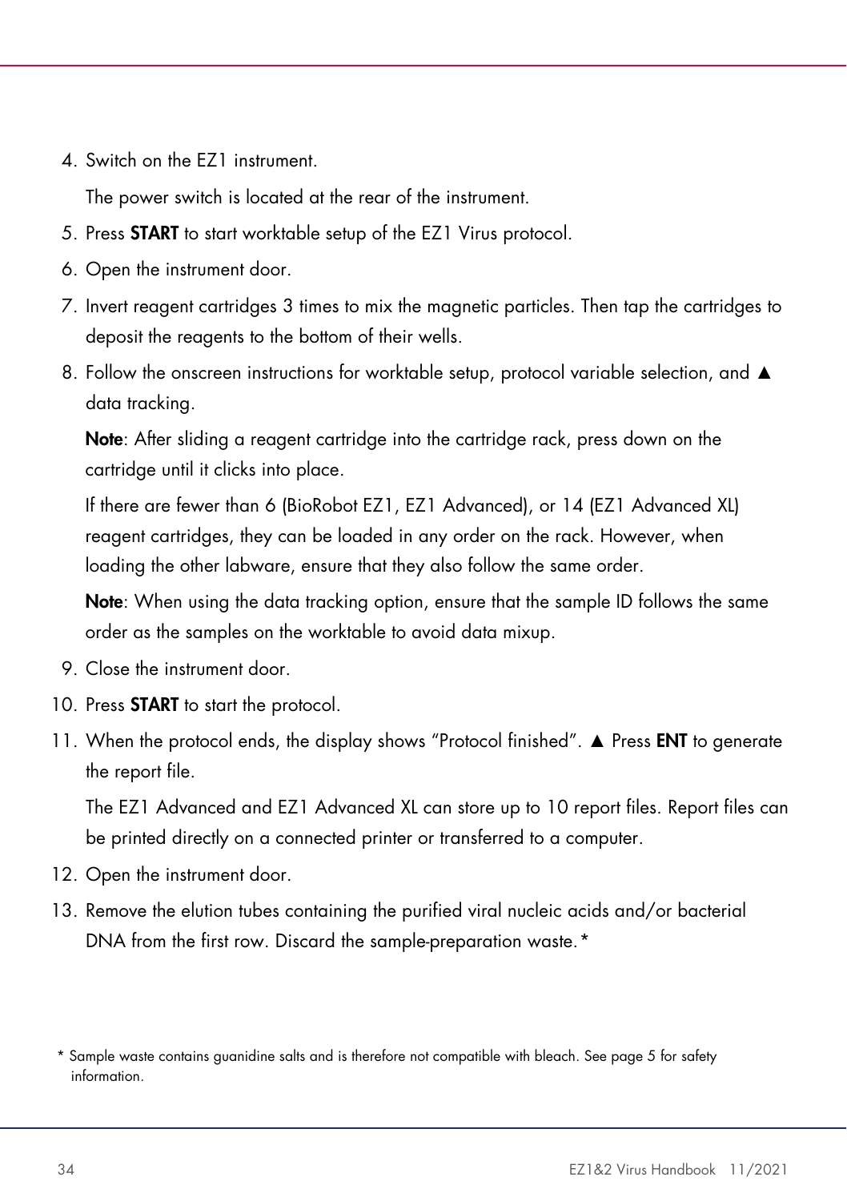4. Switch on the EZ1 instrument.

   The power switch is located at the rear of the instrument.

5. Press **START** to start worktable setup of the EZ1 Virus protocol.
6. Open the instrument door.
7. Invert reagent cartridges 3 times to mix the magnetic particles. Then tap the cartridges to deposit the reagents to the bottom of their wells.
8. Follow the onscreen instructions for worktable setup, protocol variable selection, and ▲ data tracking.

   **Note**: After sliding a reagent cartridge into the cartridge rack, press down on the cartridge until it clicks into place.

   If there are fewer than 6 (BioRobot EZ1, EZ1 Advanced), or 14 (EZ1 Advanced XL) reagent cartridges, they can be loaded in any order on the rack. However, when loading the other labware, ensure that they also follow the same order.

   **Note**: When using the data tracking option, ensure that the sample ID follows the same order as the samples on the worktable to avoid data mixup.

9. Close the instrument door.
10. Press **START** to start the protocol.
11. When the protocol ends, the display shows "Protocol finished". ▲ Press **ENT** to generate the report file.

    The EZ1 Advanced and EZ1 Advanced XL can store up to 10 report files. Report files can be printed directly on a connected printer or transferred to a computer.

12. Open the instrument door.
13. Remove the elution tubes containing the purified viral nucleic acids and/or bacterial DNA from the first row. Discard the sample-preparation waste.*

* Sample waste contains guanidine salts and is therefore not compatible with bleach. See page 5 for safety information.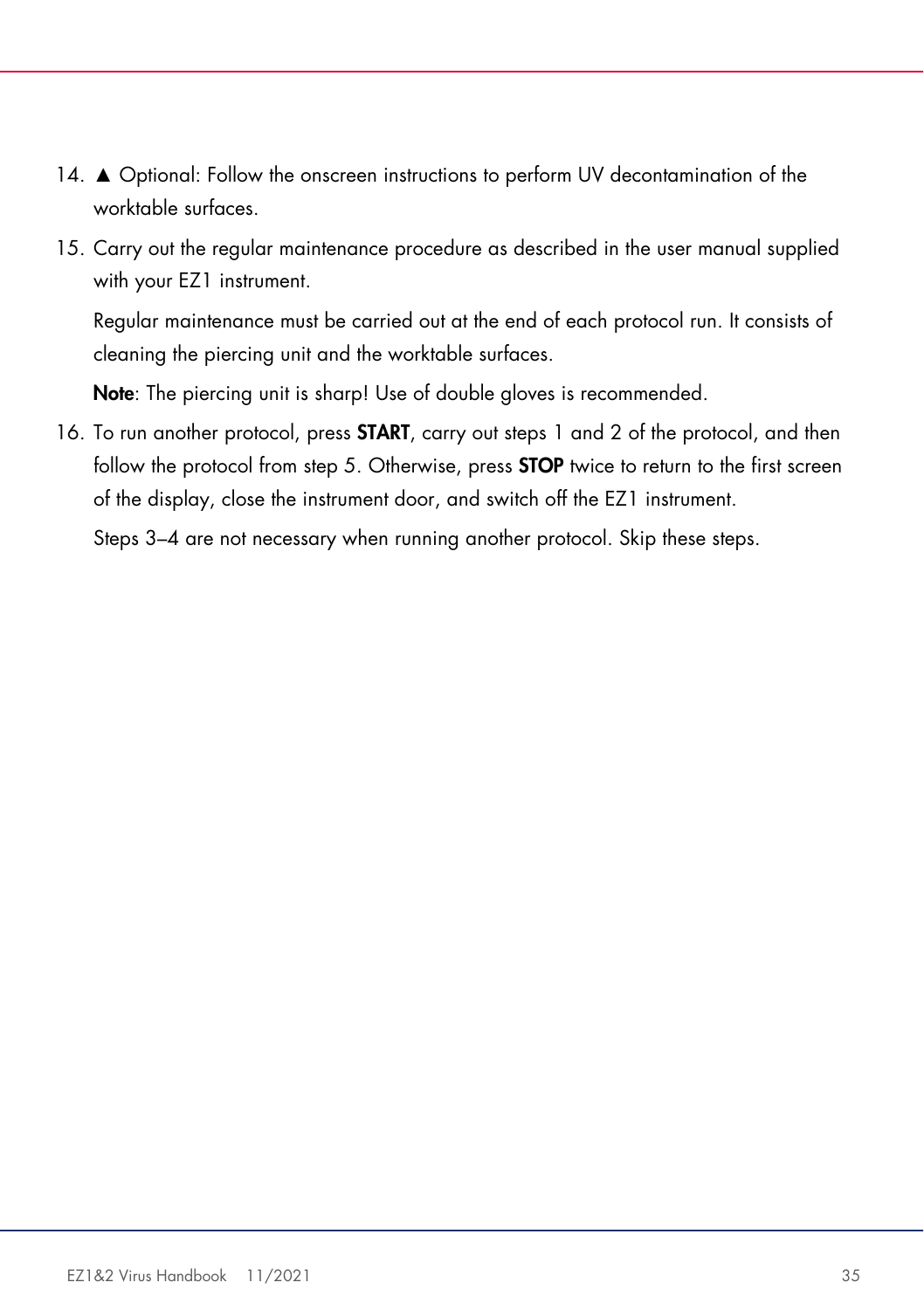14. ▲ Optional: Follow the onscreen instructions to perform UV decontamination of the worktable surfaces.
15. Carry out the regular maintenance procedure as described in the user manual supplied with your EZ1 instrument.

    Regular maintenance must be carried out at the end of each protocol run. It consists of cleaning the piercing unit and the worktable surfaces.

    **Note**: The piercing unit is sharp! Use of double gloves is recommended.
16. To run another protocol, press **START**, carry out steps 1 and 2 of the protocol, and then follow the protocol from step 5. Otherwise, press **STOP** twice to return to the first screen of the display, close the instrument door, and switch off the EZ1 instrument.

    Steps 3–4 are not necessary when running another protocol. Skip these steps.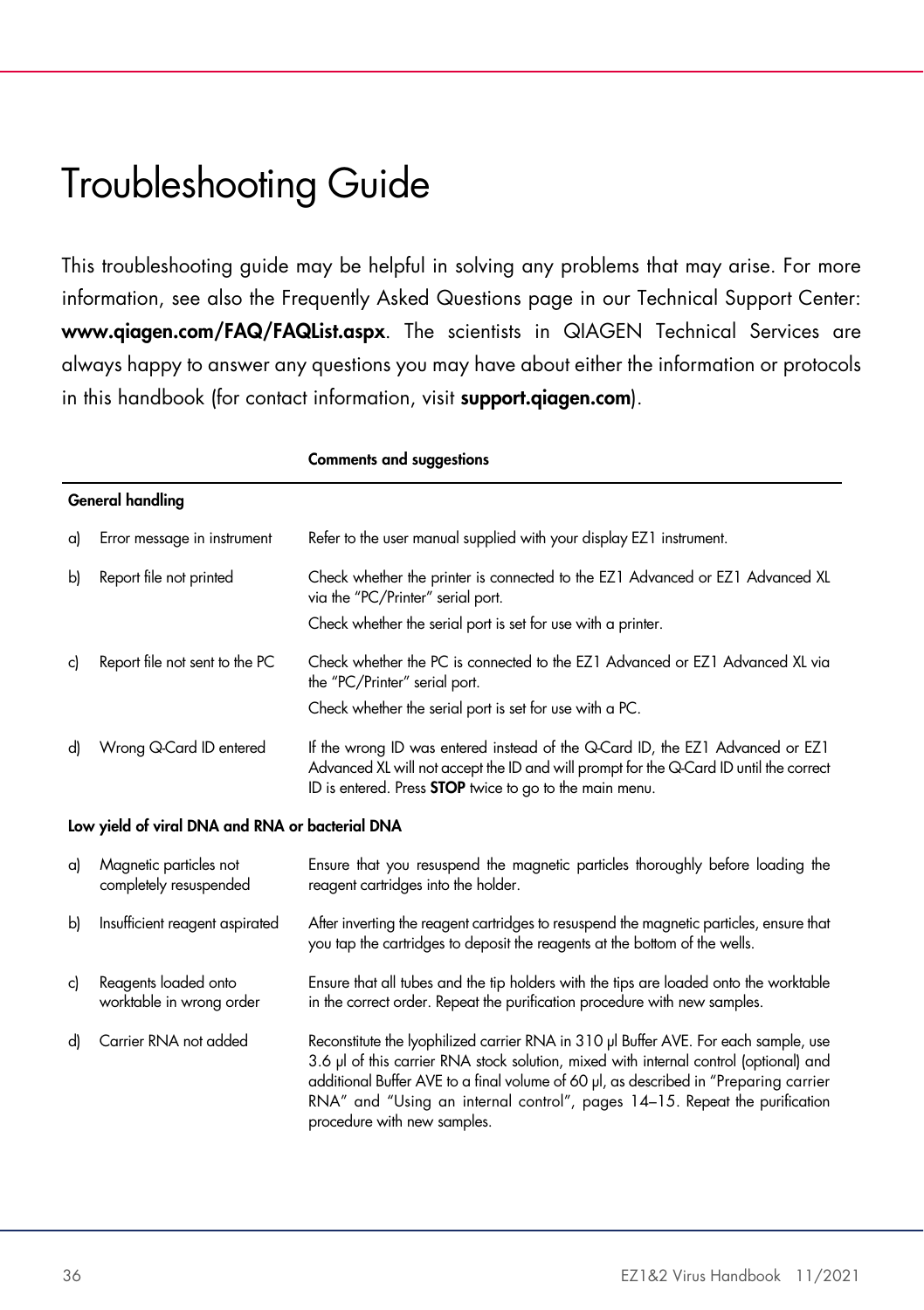# Troubleshooting Guide

This troubleshooting guide may be helpful in solving any problems that may arise. For more information, see also the Frequently Asked Questions page in our Technical Support Center: **www.qiagen.com/FAQ/FAQList.aspx**. The scientists in QIAGEN Technical Services are always happy to answer any questions you may have about either the information or protocols in this handbook (for contact information, visit **support.qiagen.com**).

| | | Comments and suggestions |
|---|---|---|
| **General handling** | | |
| a) | Error message in instrument | Refer to the user manual supplied with your display EZ1 instrument. |
| b) | Report file not printed | Check whether the printer is connected to the EZ1 Advanced or EZ1 Advanced XL via the "PC/Printer" serial port.<br>Check whether the serial port is set for use with a printer. |
| c) | Report file not sent to the PC | Check whether the PC is connected to the EZ1 Advanced or EZ1 Advanced XL via the "PC/Printer" serial port.<br>Check whether the serial port is set for use with a PC. |
| d) | Wrong Q-Card ID entered | If the wrong ID was entered instead of the Q-Card ID, the EZ1 Advanced or EZ1 Advanced XL will not accept the ID and will prompt for the Q-Card ID until the correct ID is entered. Press **STOP** twice to go to the main menu. |
| **Low yield of viral DNA and RNA or bacterial DNA** | | |
| a) | Magnetic particles not completely resuspended | Ensure that you resuspend the magnetic particles thoroughly before loading the reagent cartridges into the holder. |
| b) | Insufficient reagent aspirated | After inverting the reagent cartridges to resuspend the magnetic particles, ensure that you tap the cartridges to deposit the reagents at the bottom of the wells. |
| c) | Reagents loaded onto worktable in wrong order | Ensure that all tubes and the tip holders with the tips are loaded onto the worktable in the correct order. Repeat the purification procedure with new samples. |
| d) | Carrier RNA not added | Reconstitute the lyophilized carrier RNA in 310 µl Buffer AVE. For each sample, use 3.6 µl of this carrier RNA stock solution, mixed with internal control (optional) and additional Buffer AVE to a final volume of 60 µl, as described in "Preparing carrier RNA" and "Using an internal control", pages 14–15. Repeat the purification procedure with new samples. |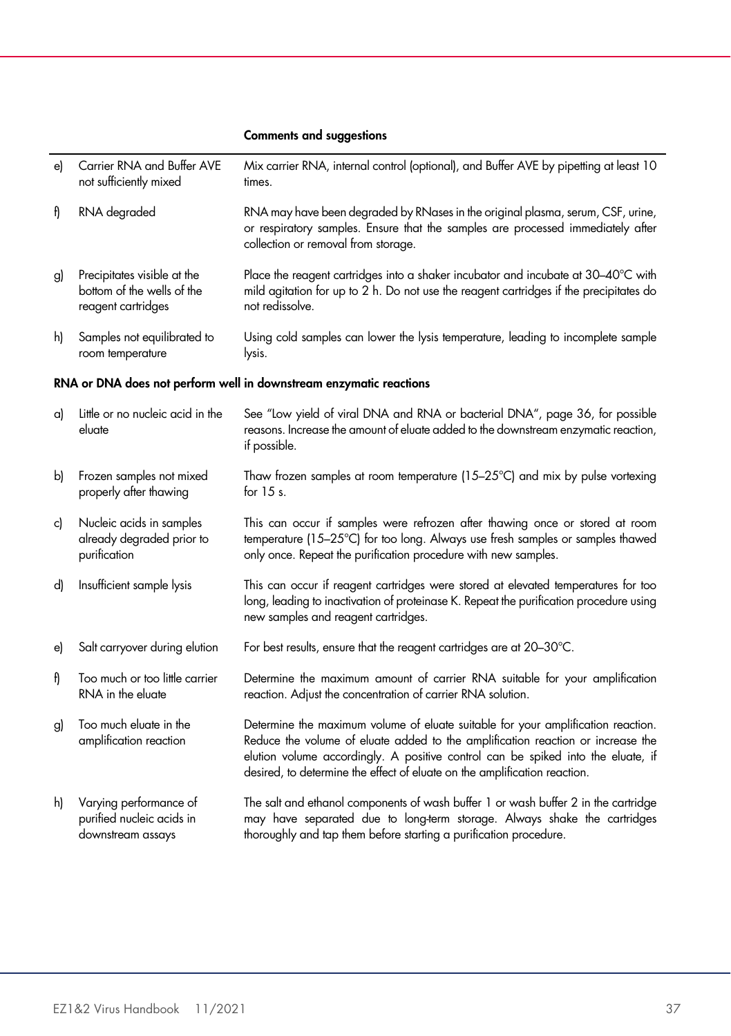| | | Comments and suggestions |
|---|---|---|
| e) | Carrier RNA and Buffer AVE not sufficiently mixed | Mix carrier RNA, internal control (optional), and Buffer AVE by pipetting at least 10 times. |
| f) | RNA degraded | RNA may have been degraded by RNases in the original plasma, serum, CSF, urine, or respiratory samples. Ensure that the samples are processed immediately after collection or removal from storage. |
| g) | Precipitates visible at the bottom of the wells of the reagent cartridges | Place the reagent cartridges into a shaker incubator and incubate at 30–40°C with mild agitation for up to 2 h. Do not use the reagent cartridges if the precipitates do not redissolve. |
| h) | Samples not equilibrated to room temperature | Using cold samples can lower the lysis temperature, leading to incomplete sample lysis. |
| **RNA or DNA does not perform well in downstream enzymatic reactions** | | |
| a) | Little or no nucleic acid in the eluate | See "Low yield of viral DNA and RNA or bacterial DNA", page 36, for possible reasons. Increase the amount of eluate added to the downstream enzymatic reaction, if possible. |
| b) | Frozen samples not mixed properly after thawing | Thaw frozen samples at room temperature (15–25°C) and mix by pulse vortexing for 15 s. |
| c) | Nucleic acids in samples already degraded prior to purification | This can occur if samples were refrozen after thawing once or stored at room temperature (15–25°C) for too long. Always use fresh samples or samples thawed only once. Repeat the purification procedure with new samples. |
| d) | Insufficient sample lysis | This can occur if reagent cartridges were stored at elevated temperatures for too long, leading to inactivation of proteinase K. Repeat the purification procedure using new samples and reagent cartridges. |
| e) | Salt carryover during elution | For best results, ensure that the reagent cartridges are at 20–30°C. |
| f) | Too much or too little carrier RNA in the eluate | Determine the maximum amount of carrier RNA suitable for your amplification reaction. Adjust the concentration of carrier RNA solution. |
| g) | Too much eluate in the amplification reaction | Determine the maximum volume of eluate suitable for your amplification reaction. Reduce the volume of eluate added to the amplification reaction or increase the elution volume accordingly. A positive control can be spiked into the eluate, if desired, to determine the effect of eluate on the amplification reaction. |
| h) | Varying performance of purified nucleic acids in downstream assays | The salt and ethanol components of wash buffer 1 or wash buffer 2 in the cartridge may have separated due to long-term storage. Always shake the cartridges thoroughly and tap them before starting a purification procedure. |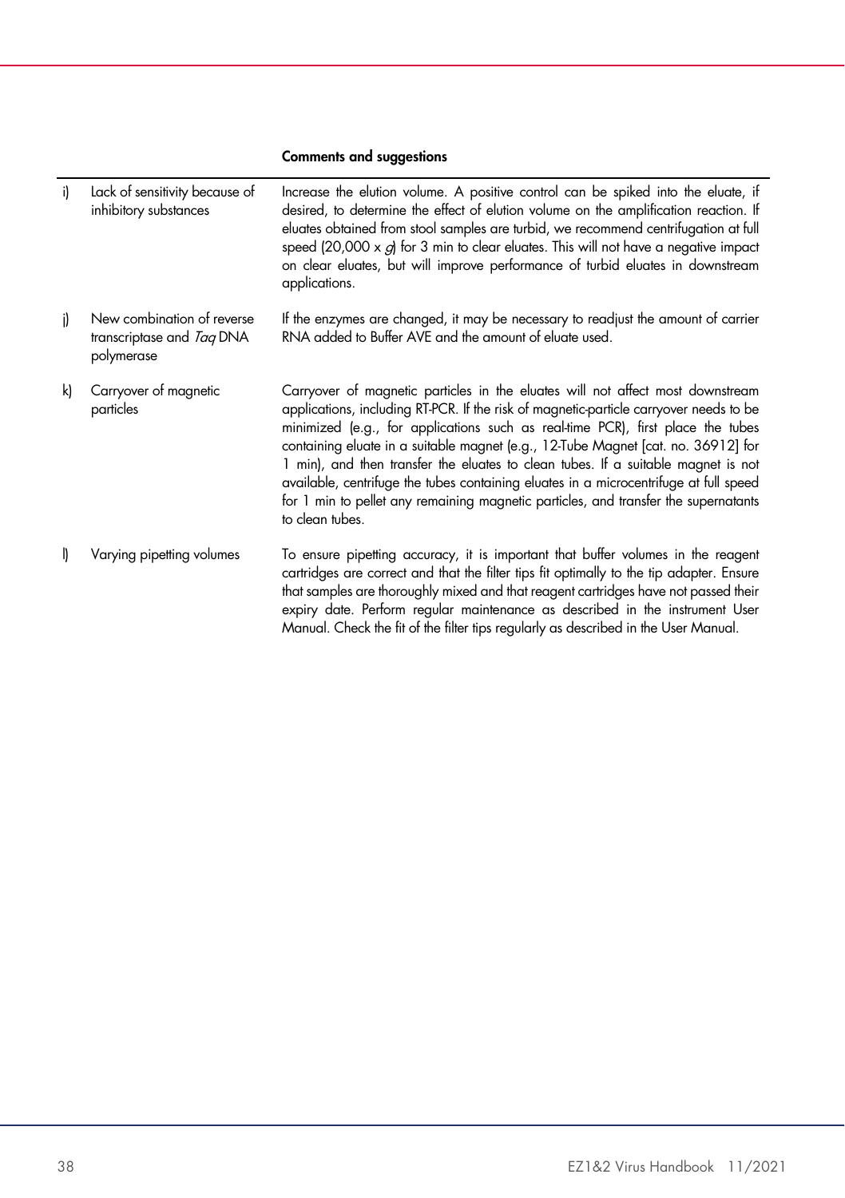| | | Comments and suggestions |
|---|---|---|
| i) | Lack of sensitivity because of inhibitory substances | Increase the elution volume. A positive control can be spiked into the eluate, if desired, to determine the effect of elution volume on the amplification reaction. If eluates obtained from stool samples are turbid, we recommend centrifugation at full speed (20,000 x *g*) for 3 min to clear eluates. This will not have a negative impact on clear eluates, but will improve performance of turbid eluates in downstream applications. |
| j) | New combination of reverse transcriptase and *Taq* DNA polymerase | If the enzymes are changed, it may be necessary to readjust the amount of carrier RNA added to Buffer AVE and the amount of eluate used. |
| k) | Carryover of magnetic particles | Carryover of magnetic particles in the eluates will not affect most downstream applications, including RT-PCR. If the risk of magnetic-particle carryover needs to be minimized (e.g., for applications such as real-time PCR), first place the tubes containing eluate in a suitable magnet (e.g., 12-Tube Magnet [cat. no. 36912] for 1 min), and then transfer the eluates to clean tubes. If a suitable magnet is not available, centrifuge the tubes containing eluates in a microcentrifuge at full speed for 1 min to pellet any remaining magnetic particles, and transfer the supernatants to clean tubes. |
| l) | Varying pipetting volumes | To ensure pipetting accuracy, it is important that buffer volumes in the reagent cartridges are correct and that the filter tips fit optimally to the tip adapter. Ensure that samples are thoroughly mixed and that reagent cartridges have not passed their expiry date. Perform regular maintenance as described in the instrument User Manual. Check the fit of the filter tips regularly as described in the User Manual. |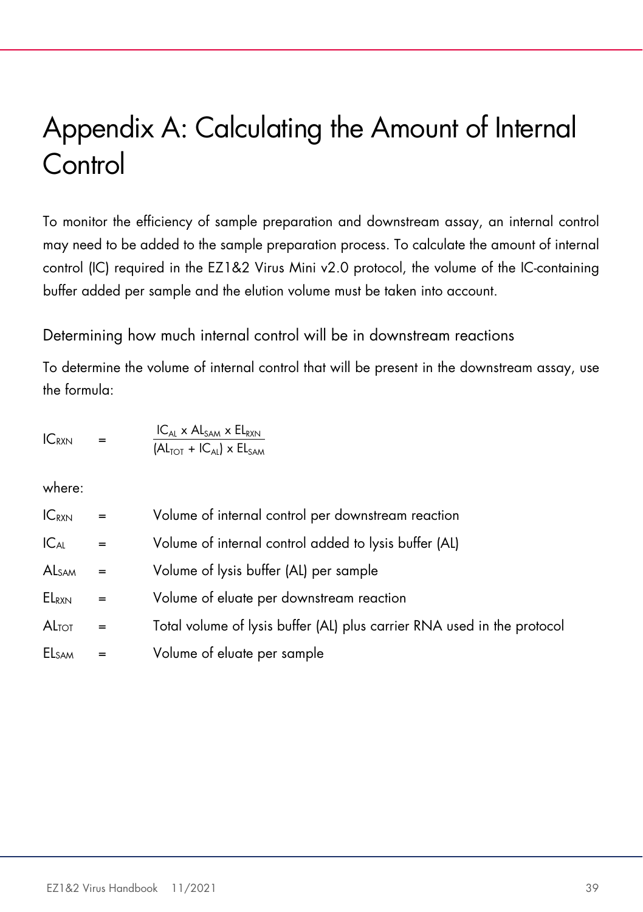# Appendix A: Calculating the Amount of Internal Control

To monitor the efficiency of sample preparation and downstream assay, an internal control may need to be added to the sample preparation process. To calculate the amount of internal control (IC) required in the EZ1&2 Virus Mini v2.0 protocol, the volume of the IC-containing buffer added per sample and the elution volume must be taken into account.

## Determining how much internal control will be in downstream reactions

To determine the volume of internal control that will be present in the downstream assay, use the formula:

$$IC_{RXN} = \frac{IC_{AL} \times AL_{SAM} \times EL_{RXN}}{(AL_{TOT} + IC_{AL}) \times EL_{SAM}}$$

where:

| | | |
|---|---|---|
| $IC_{RXN}$ | = | Volume of internal control per downstream reaction |
| $IC_{AL}$ | = | Volume of internal control added to lysis buffer (AL) |
| $AL_{SAM}$ | = | Volume of lysis buffer (AL) per sample |
| $EL_{RXN}$ | = | Volume of eluate per downstream reaction |
| $AL_{TOT}$ | = | Total volume of lysis buffer (AL) plus carrier RNA used in the protocol |
| $EL_{SAM}$ | = | Volume of eluate per sample |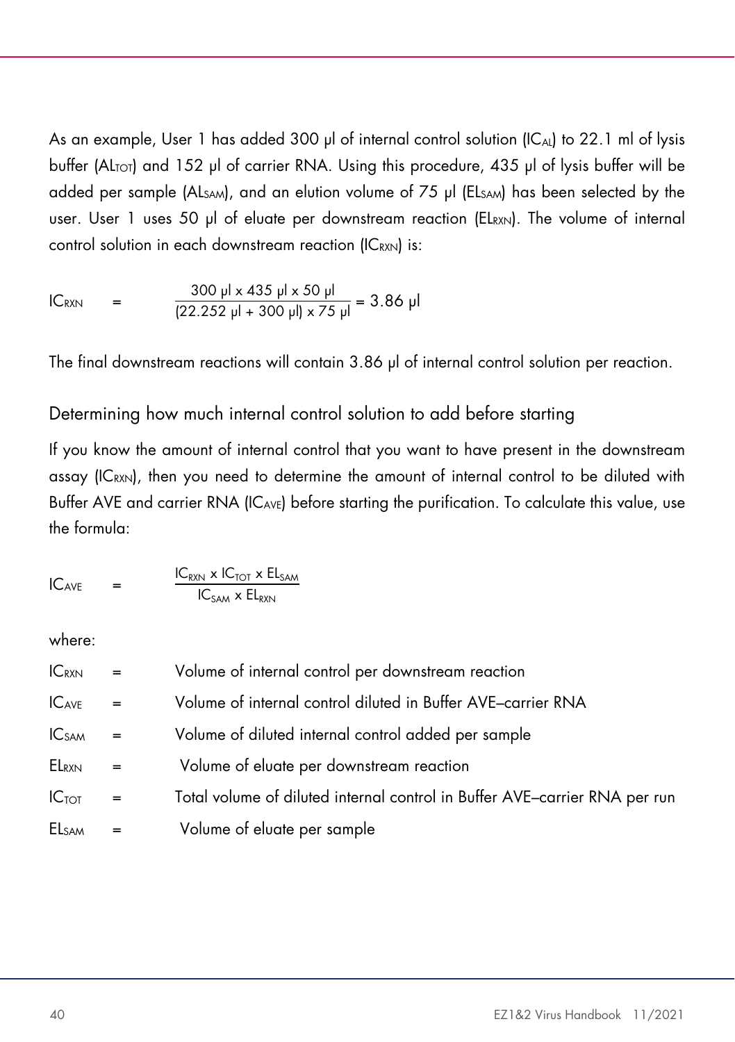As an example, User 1 has added 300 µl of internal control solution ($IC_{AL}$) to 22.1 ml of lysis buffer ($AL_{TOT}$) and 152 µl of carrier RNA. Using this procedure, 435 µl of lysis buffer will be added per sample ($AL_{SAM}$), and an elution volume of 75 µl ($EL_{SAM}$) has been selected by the user. User 1 uses 50 µl of eluate per downstream reaction ($EL_{RXN}$). The volume of internal control solution in each downstream reaction ($IC_{RXN}$) is:

$$IC_{RXN} = \frac{300\ \mu l \times 435\ \mu l \times 50\ \mu l}{(22.252\ \mu l + 300\ \mu l) \times 75\ \mu l} = 3.86\ \mu l$$

The final downstream reactions will contain 3.86 µl of internal control solution per reaction.

## Determining how much internal control solution to add before starting

If you know the amount of internal control that you want to have present in the downstream assay ($IC_{RXN}$), then you need to determine the amount of internal control to be diluted with Buffer AVE and carrier RNA ($IC_{AVE}$) before starting the purification. To calculate this value, use the formula:

$$IC_{AVE} = \frac{IC_{RXN} \times IC_{TOT} \times EL_{SAM}}{IC_{SAM} \times EL_{RXN}}$$

where:

$IC_{RXN}$ = Volume of internal control per downstream reaction

$IC_{AVE}$ = Volume of internal control diluted in Buffer AVE–carrier RNA

$IC_{SAM}$ = Volume of diluted internal control added per sample

$EL_{RXN}$ = Volume of eluate per downstream reaction

$IC_{TOT}$ = Total volume of diluted internal control in Buffer AVE–carrier RNA per run

$EL_{SAM}$ = Volume of eluate per sample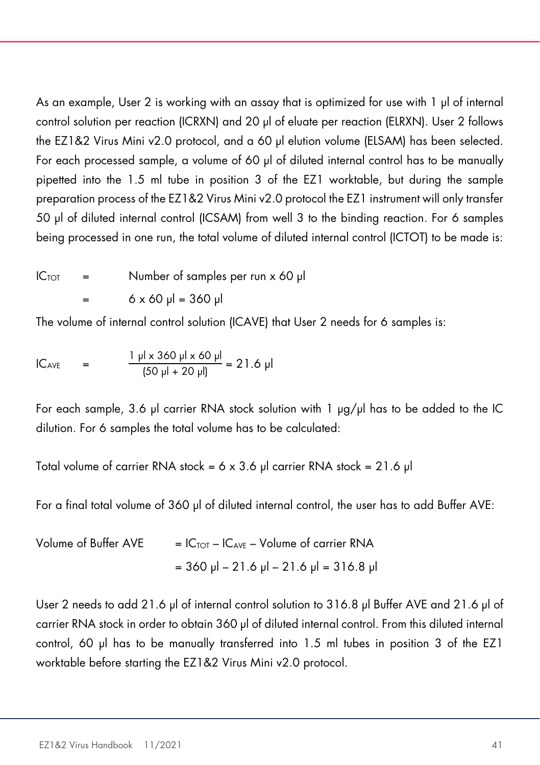As an example, User 2 is working with an assay that is optimized for use with 1 µl of internal control solution per reaction (ICRXN) and 20 µl of eluate per reaction (ELRXN). User 2 follows the EZ1&2 Virus Mini v2.0 protocol, and a 60 µl elution volume (ELSAM) has been selected. For each processed sample, a volume of 60 µl of diluted internal control has to be manually pipetted into the 1.5 ml tube in position 3 of the EZ1 worktable, but during the sample preparation process of the EZ1&2 Virus Mini v2.0 protocol the EZ1 instrument will only transfer 50 µl of diluted internal control (ICSAM) from well 3 to the binding reaction. For 6 samples being processed in one run, the total volume of diluted internal control (ICTOT) to be made is:

$$IC_{TOT} = \text{Number of samples per run} \times 60\ \mu l$$

$$= 6 \times 60\ \mu l = 360\ \mu l$$

The volume of internal control solution (ICAVE) that User 2 needs for 6 samples is:

$$IC_{AVE} = \frac{1\ \mu l \times 360\ \mu l \times 60\ \mu l}{(50\ \mu l + 20\ \mu l)} = 21.6\ \mu l$$

For each sample, 3.6 µl carrier RNA stock solution with 1 µg/µl has to be added to the IC dilution. For 6 samples the total volume has to be calculated:

Total volume of carrier RNA stock = 6 x 3.6 µl carrier RNA stock = 21.6 µl

For a final total volume of 360 µl of diluted internal control, the user has to add Buffer AVE:

$$\text{Volume of Buffer AVE} = IC_{TOT} - IC_{AVE} - \text{Volume of carrier RNA}$$

$$= 360\ \mu l - 21.6\ \mu l - 21.6\ \mu l = 316.8\ \mu l$$

User 2 needs to add 21.6 µl of internal control solution to 316.8 µl Buffer AVE and 21.6 µl of carrier RNA stock in order to obtain 360 µl of diluted internal control. From this diluted internal control, 60 µl has to be manually transferred into 1.5 ml tubes in position 3 of the EZ1 worktable before starting the EZ1&2 Virus Mini v2.0 protocol.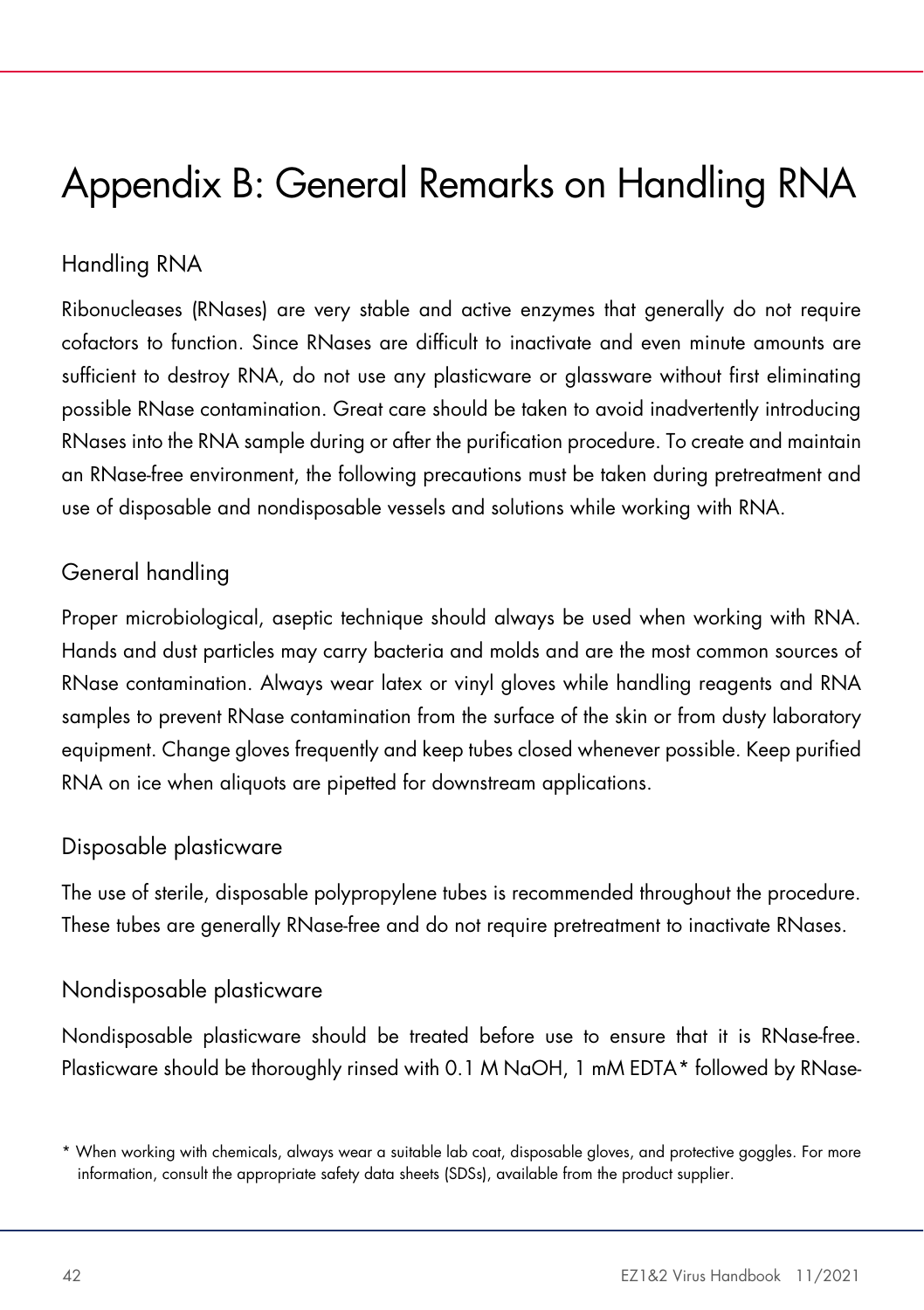# Appendix B: General Remarks on Handling RNA

## Handling RNA

Ribonucleases (RNases) are very stable and active enzymes that generally do not require cofactors to function. Since RNases are difficult to inactivate and even minute amounts are sufficient to destroy RNA, do not use any plasticware or glassware without first eliminating possible RNase contamination. Great care should be taken to avoid inadvertently introducing RNases into the RNA sample during or after the purification procedure. To create and maintain an RNase-free environment, the following precautions must be taken during pretreatment and use of disposable and nondisposable vessels and solutions while working with RNA.

## General handling

Proper microbiological, aseptic technique should always be used when working with RNA. Hands and dust particles may carry bacteria and molds and are the most common sources of RNase contamination. Always wear latex or vinyl gloves while handling reagents and RNA samples to prevent RNase contamination from the surface of the skin or from dusty laboratory equipment. Change gloves frequently and keep tubes closed whenever possible. Keep purified RNA on ice when aliquots are pipetted for downstream applications.

## Disposable plasticware

The use of sterile, disposable polypropylene tubes is recommended throughout the procedure. These tubes are generally RNase-free and do not require pretreatment to inactivate RNases.

## Nondisposable plasticware

Nondisposable plasticware should be treated before use to ensure that it is RNase-free. Plasticware should be thoroughly rinsed with 0.1 M NaOH, 1 mM EDTA* followed by RNase-

* When working with chemicals, always wear a suitable lab coat, disposable gloves, and protective goggles. For more information, consult the appropriate safety data sheets (SDSs), available from the product supplier.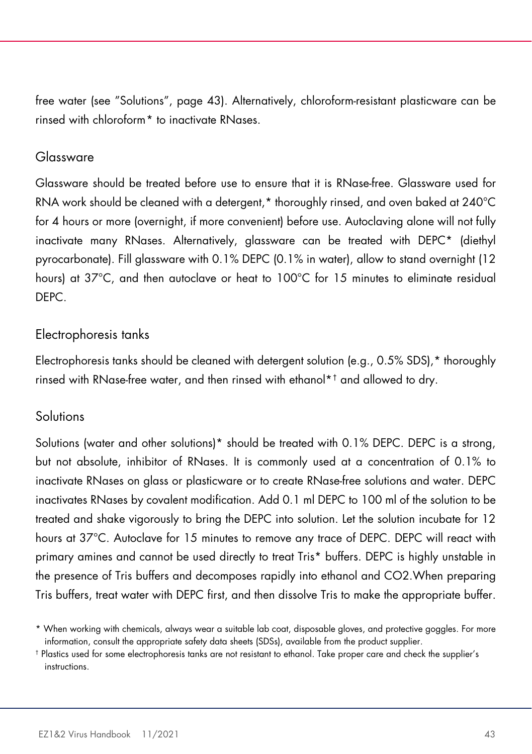free water (see "Solutions", page 43). Alternatively, chloroform-resistant plasticware can be rinsed with chloroform* to inactivate RNases.

### Glassware

Glassware should be treated before use to ensure that it is RNase-free. Glassware used for RNA work should be cleaned with a detergent,* thoroughly rinsed, and oven baked at 240°C for 4 hours or more (overnight, if more convenient) before use. Autoclaving alone will not fully inactivate many RNases. Alternatively, glassware can be treated with DEPC* (diethyl pyrocarbonate). Fill glassware with 0.1% DEPC (0.1% in water), allow to stand overnight (12 hours) at 37°C, and then autoclave or heat to 100°C for 15 minutes to eliminate residual DEPC.

### Electrophoresis tanks

Electrophoresis tanks should be cleaned with detergent solution (e.g., 0.5% SDS),* thoroughly rinsed with RNase-free water, and then rinsed with ethanol*† and allowed to dry.

### Solutions

Solutions (water and other solutions)* should be treated with 0.1% DEPC. DEPC is a strong, but not absolute, inhibitor of RNases. It is commonly used at a concentration of 0.1% to inactivate RNases on glass or plasticware or to create RNase-free solutions and water. DEPC inactivates RNases by covalent modification. Add 0.1 ml DEPC to 100 ml of the solution to be treated and shake vigorously to bring the DEPC into solution. Let the solution incubate for 12 hours at 37°C. Autoclave for 15 minutes to remove any trace of DEPC. DEPC will react with primary amines and cannot be used directly to treat Tris* buffers. DEPC is highly unstable in the presence of Tris buffers and decomposes rapidly into ethanol and $CO_2$.When preparing Tris buffers, treat water with DEPC first, and then dissolve Tris to make the appropriate buffer.

\* When working with chemicals, always wear a suitable lab coat, disposable gloves, and protective goggles. For more information, consult the appropriate safety data sheets (SDSs), available from the product supplier.

† Plastics used for some electrophoresis tanks are not resistant to ethanol. Take proper care and check the supplier's instructions.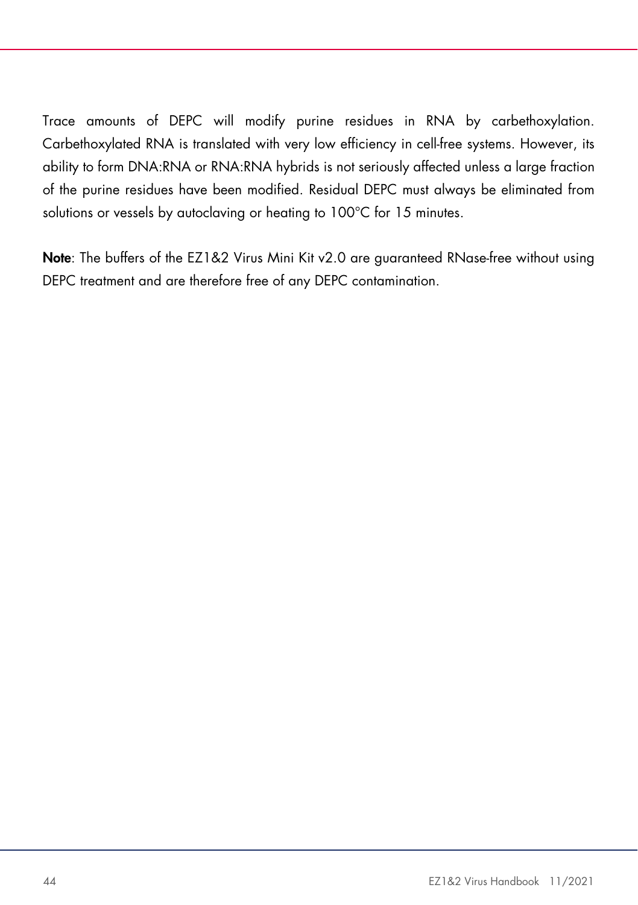Trace amounts of DEPC will modify purine residues in RNA by carbethoxylation. Carbethoxylated RNA is translated with very low efficiency in cell-free systems. However, its ability to form DNA:RNA or RNA:RNA hybrids is not seriously affected unless a large fraction of the purine residues have been modified. Residual DEPC must always be eliminated from solutions or vessels by autoclaving or heating to 100°C for 15 minutes.

**Note**: The buffers of the EZ1&2 Virus Mini Kit v2.0 are guaranteed RNase-free without using DEPC treatment and are therefore free of any DEPC contamination.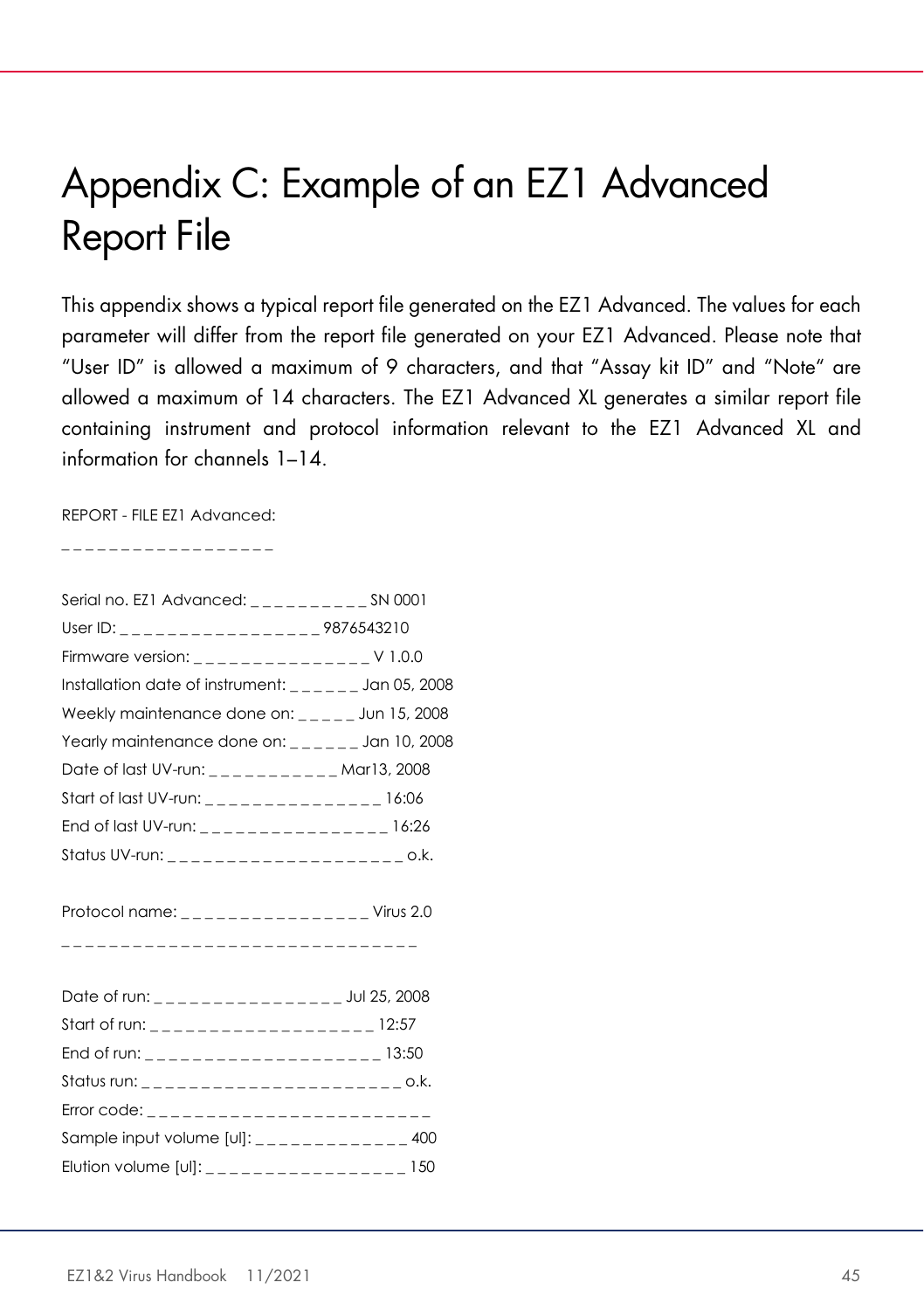# Appendix C: Example of an EZ1 Advanced Report File

This appendix shows a typical report file generated on the EZ1 Advanced. The values for each parameter will differ from the report file generated on your EZ1 Advanced. Please note that "User ID" is allowed a maximum of 9 characters, and that "Assay kit ID" and "Note" are allowed a maximum of 14 characters. The EZ1 Advanced XL generates a similar report file containing instrument and protocol information relevant to the EZ1 Advanced XL and information for channels 1–14.

```
REPORT - FILE EZ1 Advanced:
___________________

Serial no. EZ1 Advanced: __________ SN 0001
User ID: _________________ 9876543210
Firmware version: _______________ V 1.0.0
Installation date of instrument: ______ Jan 05, 2008
Weekly maintenance done on: _____ Jun 15, 2008
Yearly maintenance done on: ______ Jan 10, 2008
Date of last UV-run: ___________ Mar13, 2008
Start of last UV-run: _______________ 16:06
End of last UV-run: ________________ 16:26
Status UV-run: ____________________ o.k.

Protocol name: ________________ Virus 2.0
_______________________________

Date of run: ________________ Jul 25, 2008
Start of run: ___________________ 12:57
End of run: ____________________ 13:50
Status run: ______________________ o.k.
Error code: ________________________
Sample input volume [ul]: _____________ 400
Elution volume [ul]: _________________ 150
```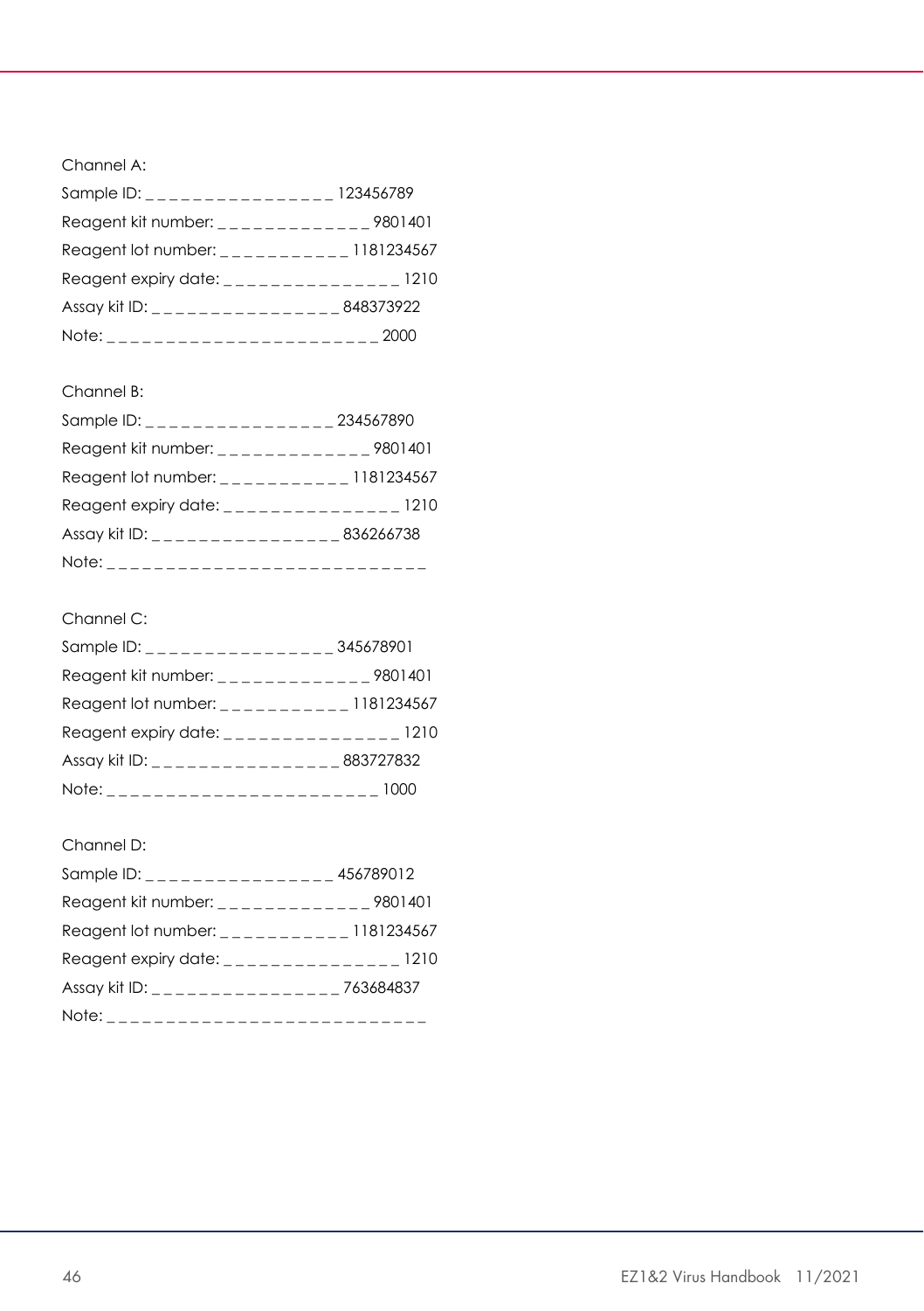Channel A:

Sample ID: _ _ _ _ _ _ _ _ _ _ _ _ _ _ _ _ 123456789

Reagent kit number: _ _ _ _ _ _ _ _ _ _ _ _ _ 9801401

Reagent lot number: _ _ _ _ _ _ _ _ _ _ _ 1181234567

Reagent expiry date: _ _ _ _ _ _ _ _ _ _ _ _ _ _ _ 1210

Assay kit ID: _ _ _ _ _ _ _ _ _ _ _ _ _ _ _ _ 848373922

Note: _ _ _ _ _ _ _ _ _ _ _ _ _ _ _ _ _ _ _ _ _ _ _ 2000

Channel B:

Sample ID: _ _ _ _ _ _ _ _ _ _ _ _ _ _ _ _ 234567890

Reagent kit number: _ _ _ _ _ _ _ _ _ _ _ _ _ 9801401

Reagent lot number: _ _ _ _ _ _ _ _ _ _ _ 1181234567

Reagent expiry date: _ _ _ _ _ _ _ _ _ _ _ _ _ _ _ 1210

Assay kit ID: _ _ _ _ _ _ _ _ _ _ _ _ _ _ _ _ 836266738

Note: _ _ _ _ _ _ _ _ _ _ _ _ _ _ _ _ _ _ _ _ _ _ _ _ _ _ _

Channel C:

Sample ID: _ _ _ _ _ _ _ _ _ _ _ _ _ _ _ _ 345678901

Reagent kit number: _ _ _ _ _ _ _ _ _ _ _ _ _ 9801401

Reagent lot number: _ _ _ _ _ _ _ _ _ _ _ 1181234567

Reagent expiry date: _ _ _ _ _ _ _ _ _ _ _ _ _ _ _ 1210

Assay kit ID: _ _ _ _ _ _ _ _ _ _ _ _ _ _ _ _ 883727832

Note: _ _ _ _ _ _ _ _ _ _ _ _ _ _ _ _ _ _ _ _ _ _ _ 1000

Channel D:

Sample ID: _ _ _ _ _ _ _ _ _ _ _ _ _ _ _ _ 456789012

Reagent kit number: _ _ _ _ _ _ _ _ _ _ _ _ _ 9801401

Reagent lot number: _ _ _ _ _ _ _ _ _ _ _ 1181234567

Reagent expiry date: _ _ _ _ _ _ _ _ _ _ _ _ _ _ _ 1210

Assay kit ID: _ _ _ _ _ _ _ _ _ _ _ _ _ _ _ _ 763684837

Note: _ _ _ _ _ _ _ _ _ _ _ _ _ _ _ _ _ _ _ _ _ _ _ _ _ _ _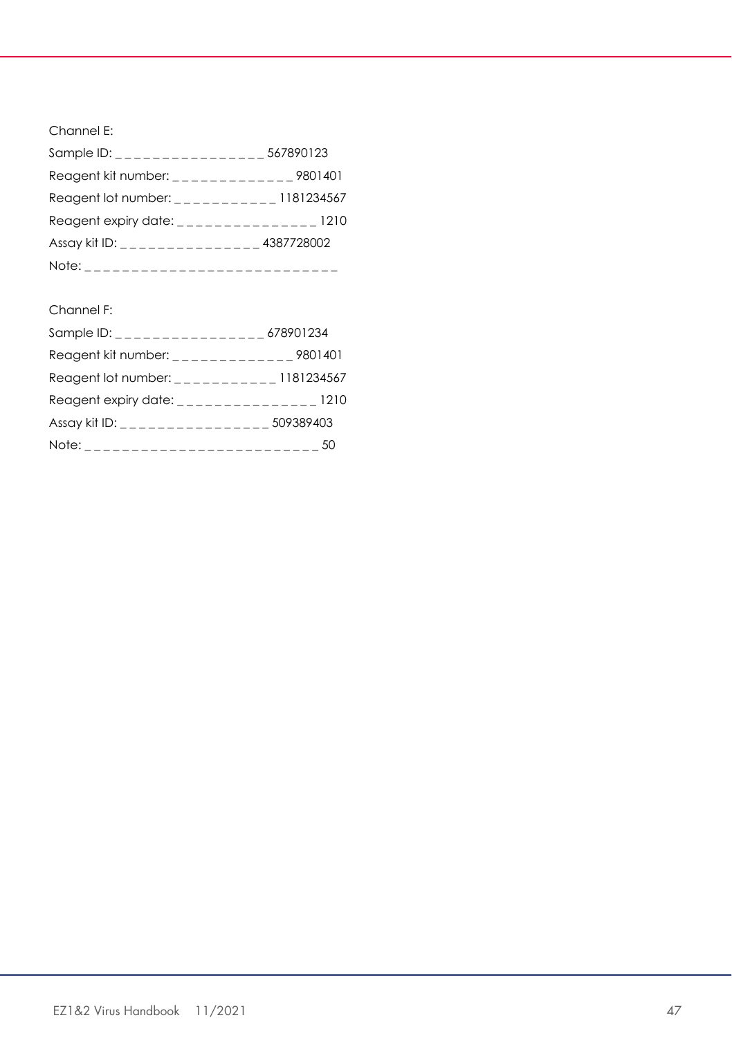Channel E:

Sample ID: _ _ _ _ _ _ _ _ _ _ _ _ _ _ _ _ 567890123

Reagent kit number: _ _ _ _ _ _ _ _ _ _ _ _ _ 9801401

Reagent lot number: _ _ _ _ _ _ _ _ _ _ _ 1181234567

Reagent expiry date: _ _ _ _ _ _ _ _ _ _ _ _ _ _ _ 1210

Assay kit ID: _ _ _ _ _ _ _ _ _ _ _ _ _ _ _ 4387728002

Note: _ _ _ _ _ _ _ _ _ _ _ _ _ _ _ _ _ _ _ _ _ _ _ _ _ _ _

Channel F:

Sample ID: _ _ _ _ _ _ _ _ _ _ _ _ _ _ _ _ 678901234

Reagent kit number: _ _ _ _ _ _ _ _ _ _ _ _ _ 9801401

Reagent lot number: _ _ _ _ _ _ _ _ _ _ _ 1181234567

Reagent expiry date: _ _ _ _ _ _ _ _ _ _ _ _ _ _ _ 1210

Assay kit ID: _ _ _ _ _ _ _ _ _ _ _ _ _ _ _ _ 509389403

Note: _ _ _ _ _ _ _ _ _ _ _ _ _ _ _ _ _ _ _ _ _ _ _ _ _ 50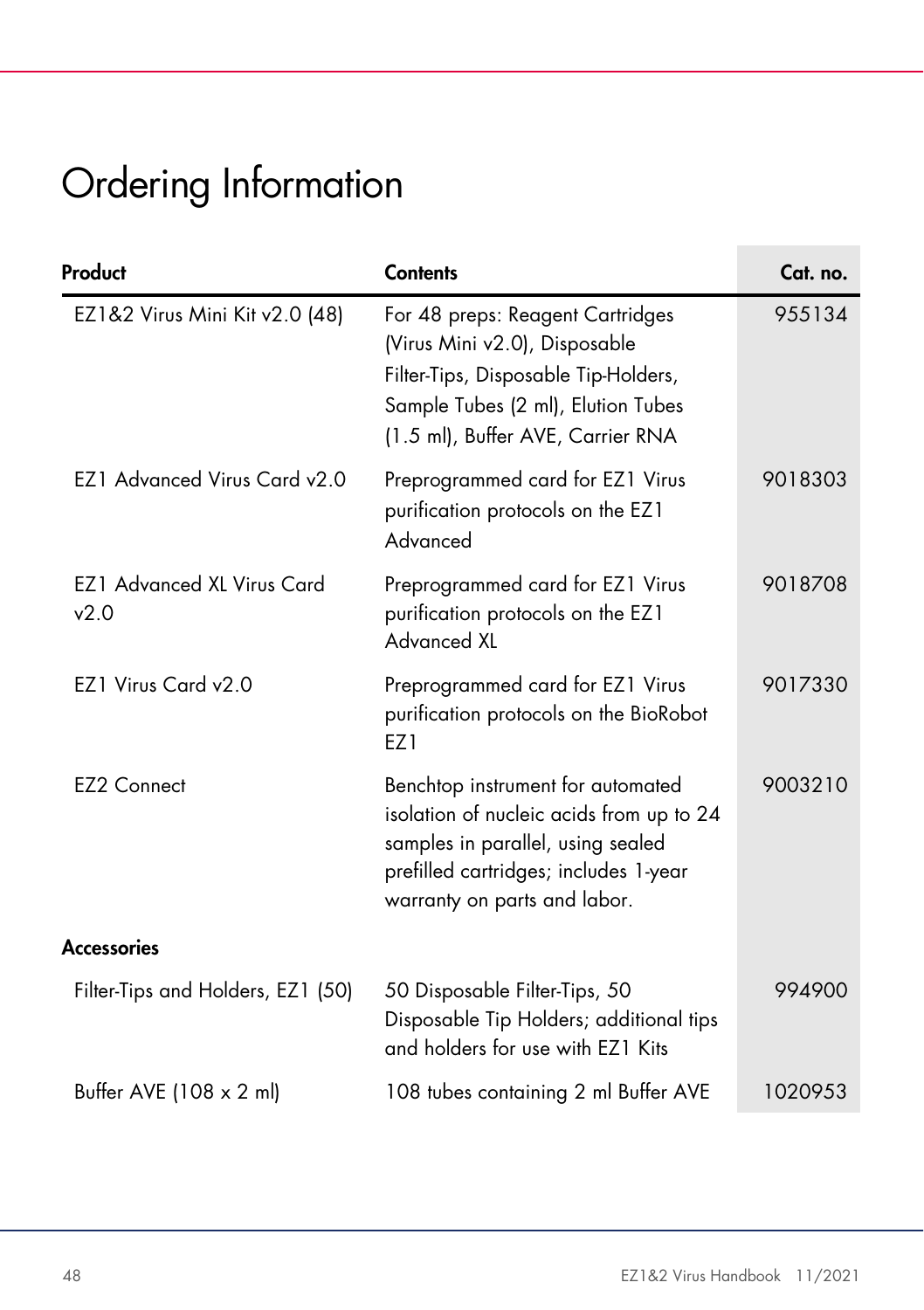# Ordering Information

| Product | Contents | Cat. no. |
|---|---|---|
| EZ1&2 Virus Mini Kit v2.0 (48) | For 48 preps: Reagent Cartridges (Virus Mini v2.0), Disposable Filter-Tips, Disposable Tip-Holders, Sample Tubes (2 ml), Elution Tubes (1.5 ml), Buffer AVE, Carrier RNA | 955134 |
| EZ1 Advanced Virus Card v2.0 | Preprogrammed card for EZ1 Virus purification protocols on the EZ1 Advanced | 9018303 |
| EZ1 Advanced XL Virus Card v2.0 | Preprogrammed card for EZ1 Virus purification protocols on the EZ1 Advanced XL | 9018708 |
| EZ1 Virus Card v2.0 | Preprogrammed card for EZ1 Virus purification protocols on the BioRobot EZ1 | 9017330 |
| EZ2 Connect | Benchtop instrument for automated isolation of nucleic acids from up to 24 samples in parallel, using sealed prefilled cartridges; includes 1-year warranty on parts and labor. | 9003210 |
| **Accessories** | | |
| Filter-Tips and Holders, EZ1 (50) | 50 Disposable Filter-Tips, 50 Disposable Tip Holders; additional tips and holders for use with EZ1 Kits | 994900 |
| Buffer AVE (108 x 2 ml) | 108 tubes containing 2 ml Buffer AVE | 1020953 |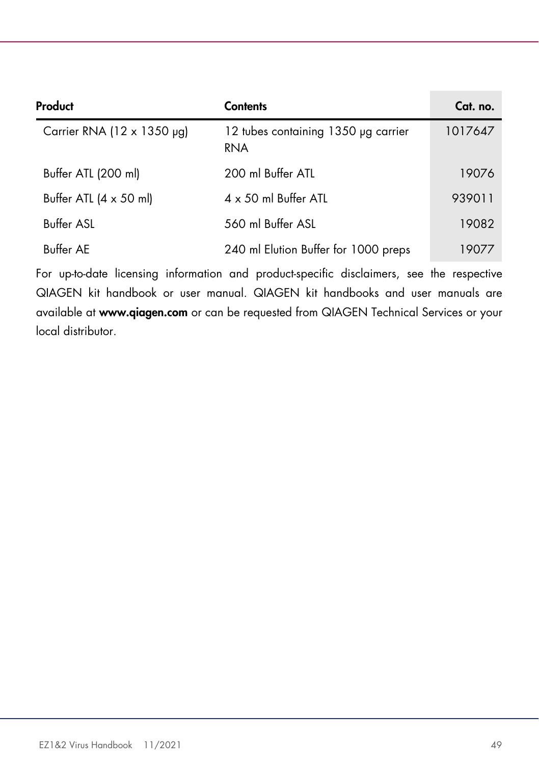| Product | Contents | Cat. no. |
|---|---|---|
| Carrier RNA (12 x 1350 µg) | 12 tubes containing 1350 µg carrier RNA | 1017647 |
| Buffer ATL (200 ml) | 200 ml Buffer ATL | 19076 |
| Buffer ATL (4 x 50 ml) | 4 x 50 ml Buffer ATL | 939011 |
| Buffer ASL | 560 ml Buffer ASL | 19082 |
| Buffer AE | 240 ml Elution Buffer for 1000 preps | 19077 |

For up-to-date licensing information and product-specific disclaimers, see the respective QIAGEN kit handbook or user manual. QIAGEN kit handbooks and user manuals are available at **www.qiagen.com** or can be requested from QIAGEN Technical Services or your local distributor.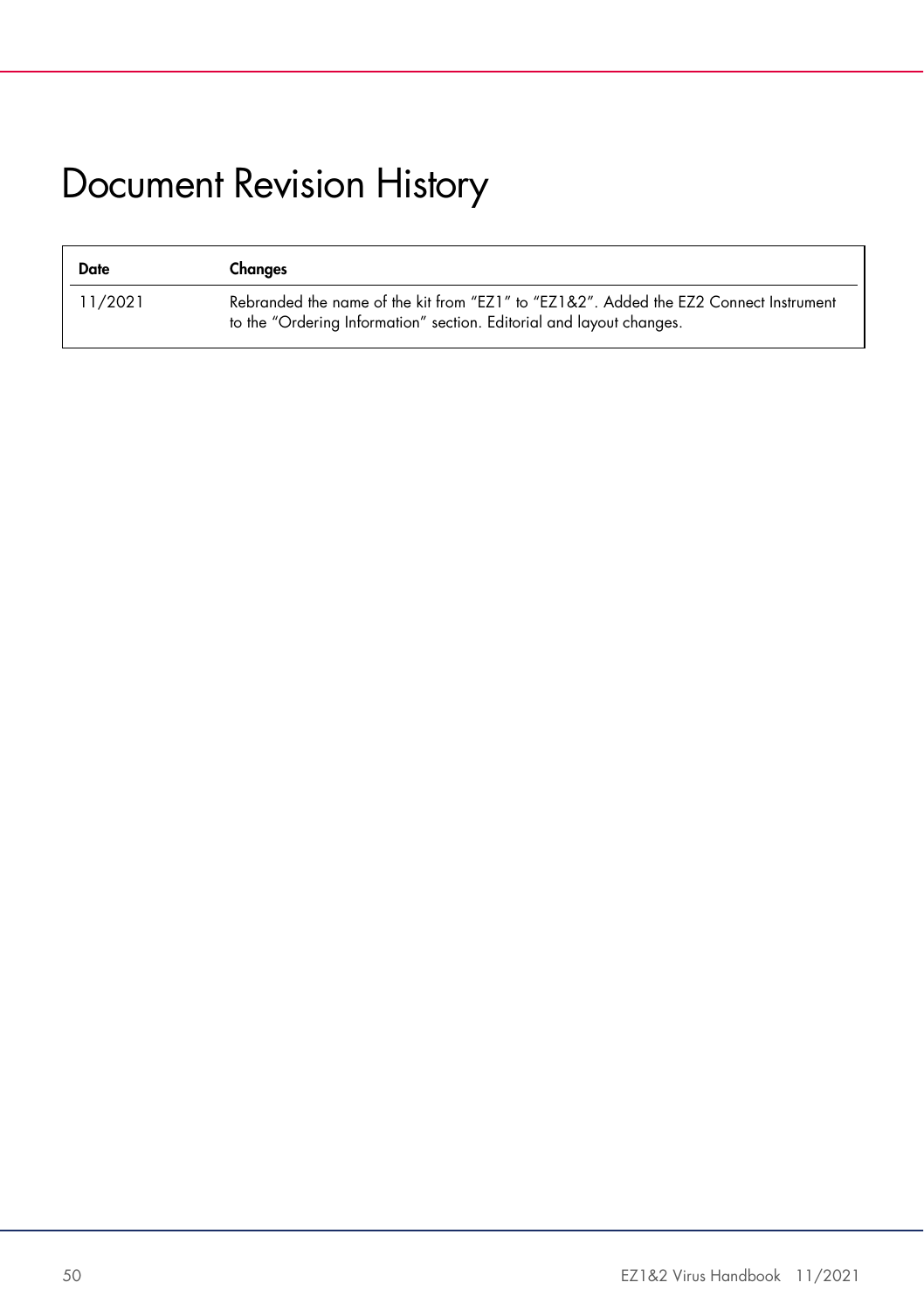# Document Revision History

| Date | Changes |
| --- | --- |
| 11/2021 | Rebranded the name of the kit from "EZ1" to "EZ1&2". Added the EZ2 Connect Instrument to the "Ordering Information" section. Editorial and layout changes. |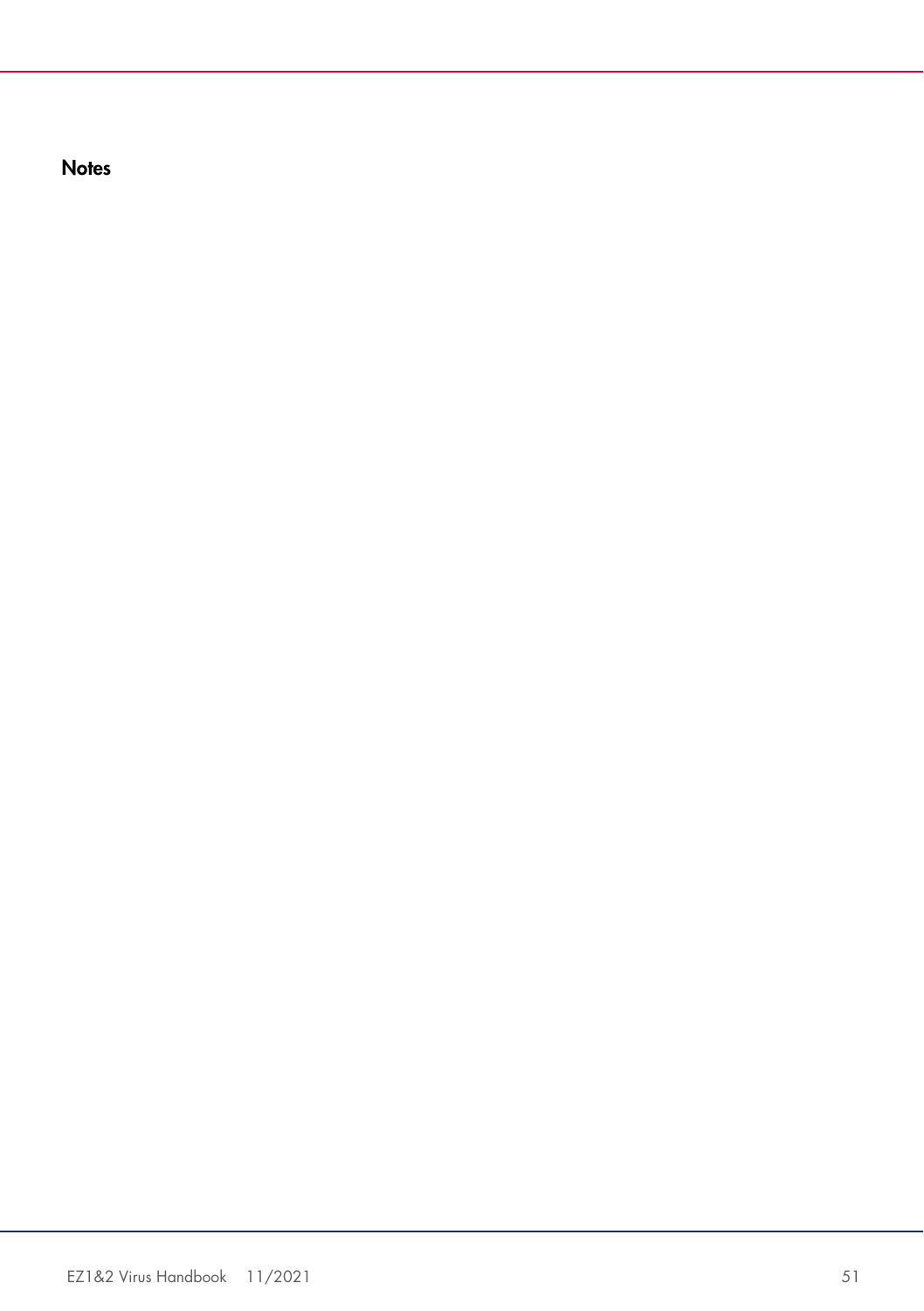## Notes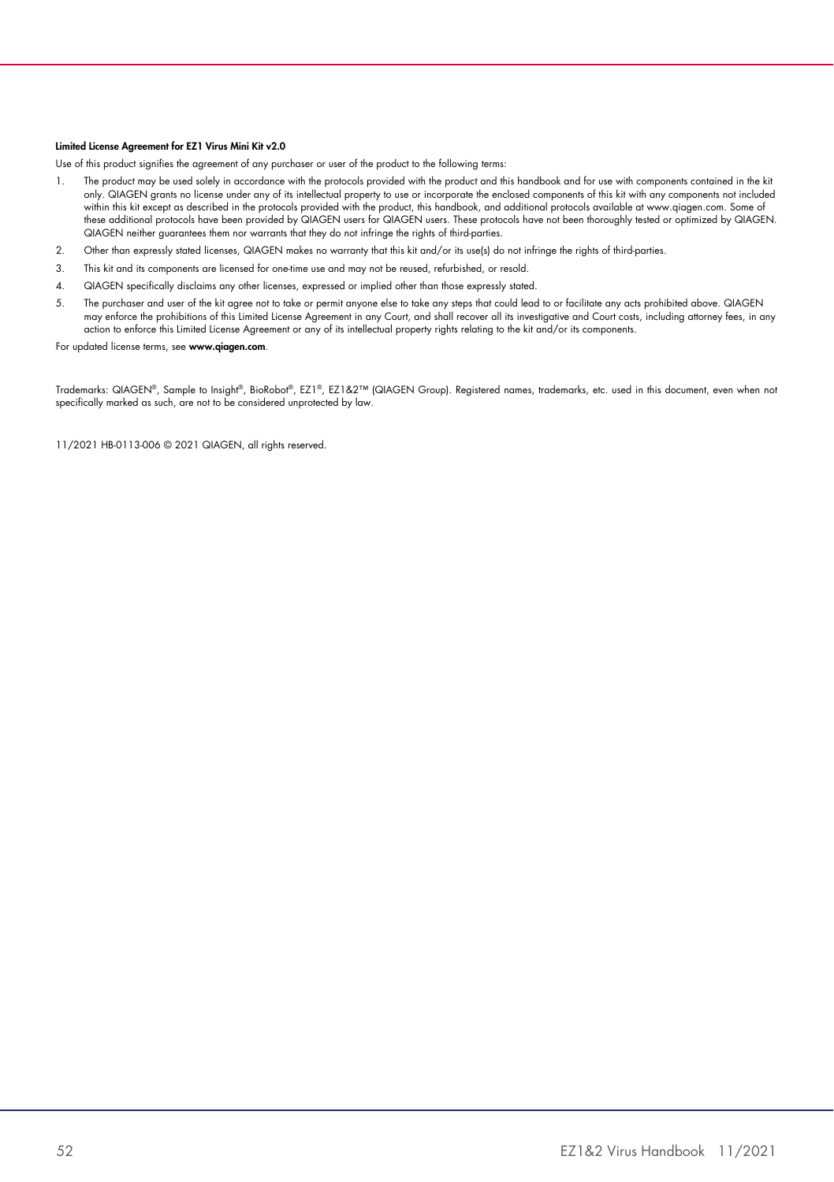**Limited License Agreement for EZ1 Virus Mini Kit v2.0**

Use of this product signifies the agreement of any purchaser or user of the product to the following terms:

1. The product may be used solely in accordance with the protocols provided with the product and this handbook and for use with components contained in the kit only. QIAGEN grants no license under any of its intellectual property to use or incorporate the enclosed components of this kit with any components not included within this kit except as described in the protocols provided with the product, this handbook, and additional protocols available at www.qiagen.com. Some of these additional protocols have been provided by QIAGEN users for QIAGEN users. These protocols have not been thoroughly tested or optimized by QIAGEN. QIAGEN neither guarantees them nor warrants that they do not infringe the rights of third-parties.
2. Other than expressly stated licenses, QIAGEN makes no warranty that this kit and/or its use(s) do not infringe the rights of third-parties.
3. This kit and its components are licensed for one-time use and may not be reused, refurbished, or resold.
4. QIAGEN specifically disclaims any other licenses, expressed or implied other than those expressly stated.
5. The purchaser and user of the kit agree not to take or permit anyone else to take any steps that could lead to or facilitate any acts prohibited above. QIAGEN may enforce the prohibitions of this Limited License Agreement in any Court, and shall recover all its investigative and Court costs, including attorney fees, in any action to enforce this Limited License Agreement or any of its intellectual property rights relating to the kit and/or its components.

For updated license terms, see **www.qiagen.com**.

Trademarks: QIAGEN®, Sample to Insight®, BioRobot®, EZ1®, EZ1&2™ (QIAGEN Group). Registered names, trademarks, etc. used in this document, even when not specifically marked as such, are not to be considered unprotected by law.

11/2021 HB-0113-006 © 2021 QIAGEN, all rights reserved.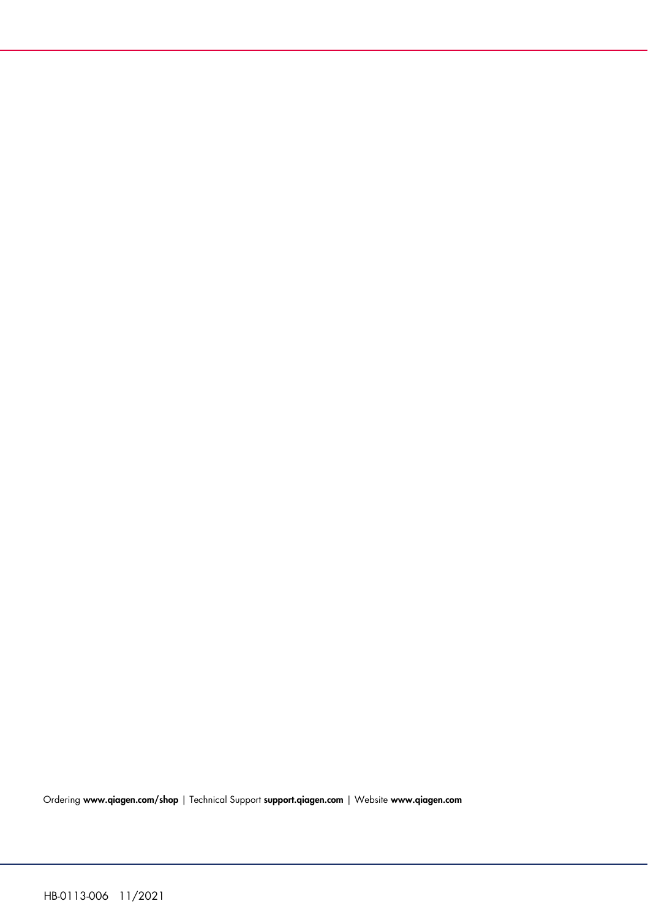Ordering **www.qiagen.com/shop** | Technical Support **support.qiagen.com** | Website **www.qiagen.com**

HB-0113-006 11/2021